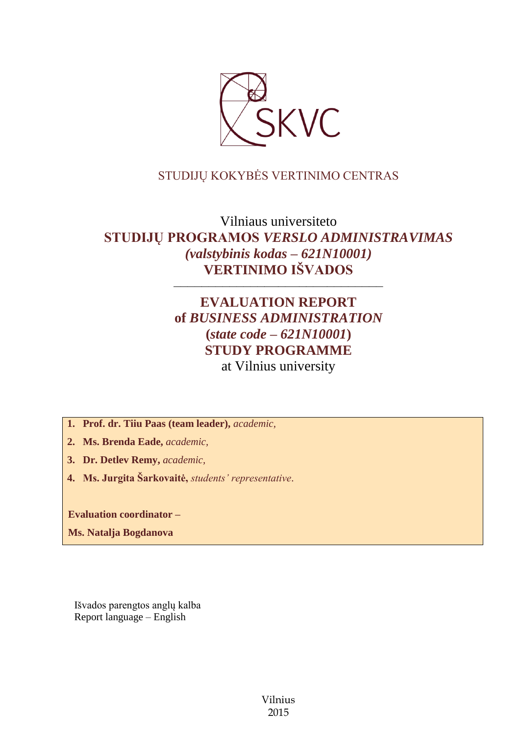SKVC

STUDIJŲ KOKYBĖS VERTINIMO CENTRAS

# Vilniaus universiteto
# STUDIJŲ PROGRAMOS *VERSLO ADMINISTRAVIMAS* *(valstybinis kodas – 621N10001)* VERTINIMO IŠVADOS

---

# EVALUATION REPORT of *BUSINESS ADMINISTRATION* (*state code – 621N10001*) STUDY PROGRAMME
at Vilnius university

1. **Prof. dr. Tiiu Paas (team leader),** *academic,*
2. **Ms. Brenda Eade,** *academic,*
3. **Dr. Detlev Remy,** *academic,*
4. **Ms. Jurgita Šarkovaitė,** *students' representative*.

**Evaluation coordinator –**

**Ms. Natalja Bogdanova**

Išvados parengtos anglų kalba
Report language – English

Vilnius
2015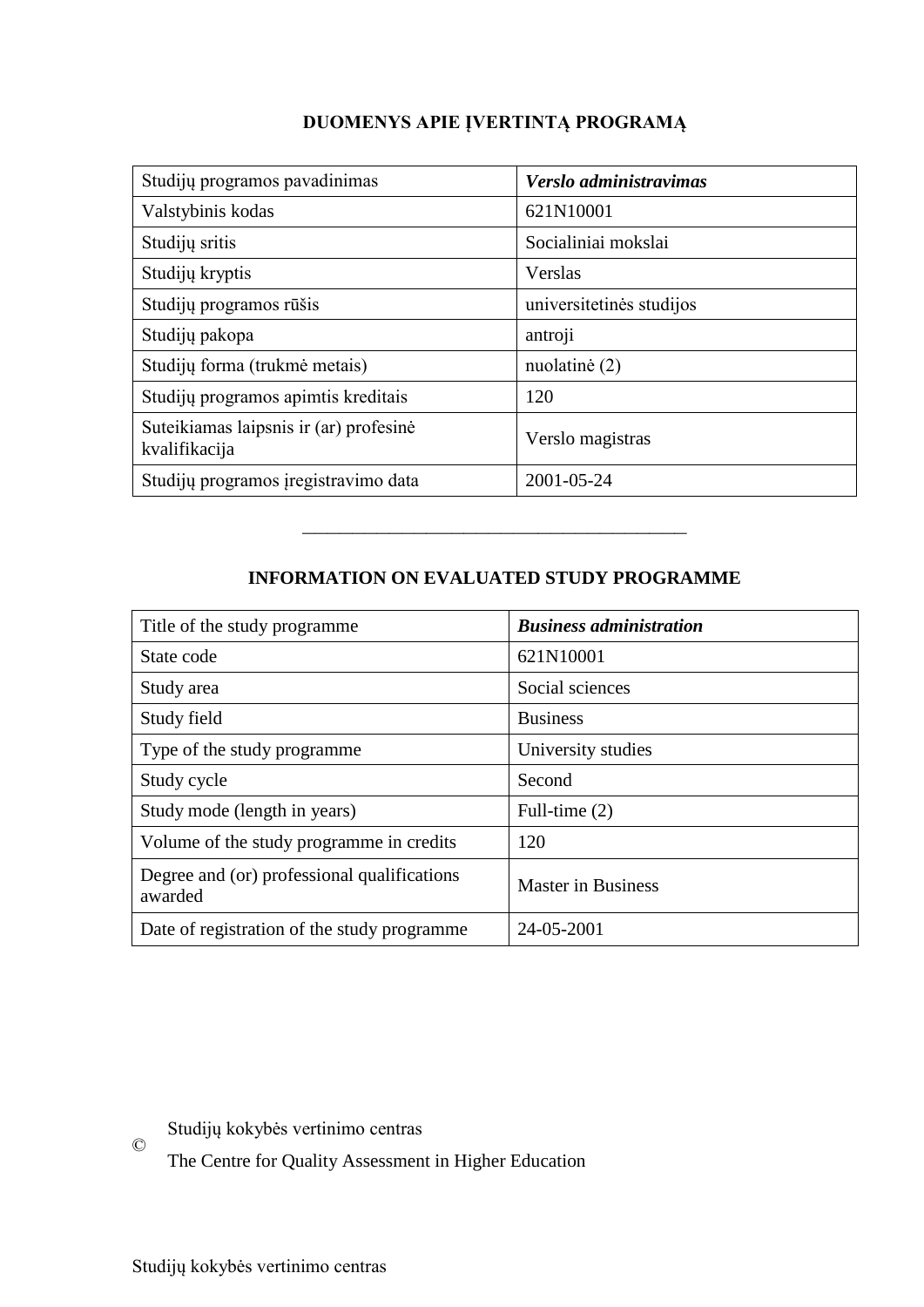## DUOMENYS APIE ĮVERTINTĄ PROGRAMĄ

| Studijų programos pavadinimas | ***Verslo administravimas*** |
|---|---|
| Valstybinis kodas | 621N10001 |
| Studijų sritis | Socialiniai mokslai |
| Studijų kryptis | Verslas |
| Studijų programos rūšis | universitetinės studijos |
| Studijų pakopa | antroji |
| Studijų forma (trukmė metais) | nuolatinė (2) |
| Studijų programos apimtis kreditais | 120 |
| Suteikiamas laipsnis ir (ar) profesinė kvalifikacija | Verslo magistras |
| Studijų programos įregistravimo data | 2001-05-24 |

---

## INFORMATION ON EVALUATED STUDY PROGRAMME

| Title of the study programme | ***Business administration*** |
|---|---|
| State code | 621N10001 |
| Study area | Social sciences |
| Study field | Business |
| Type of the study programme | University studies |
| Study cycle | Second |
| Study mode (length in years) | Full-time (2) |
| Volume of the study programme in credits | 120 |
| Degree and (or) professional qualifications awarded | Master in Business |
| Date of registration of the study programme | 24-05-2001 |

© Studijų kokybės vertinimo centras
The Centre for Quality Assessment in Higher Education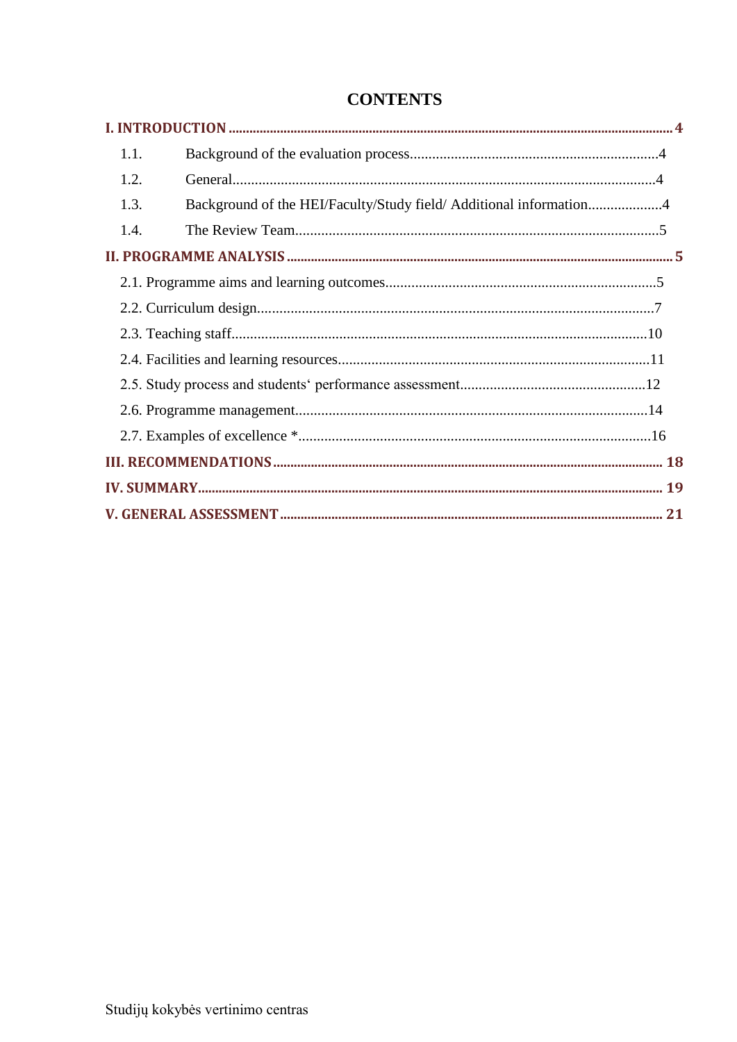# CONTENTS

**I. INTRODUCTION** .......... **4**

1.1. Background of the evaluation process .......... 4

1.2. General .......... 4

1.3. Background of the HEI/Faculty/Study field/ Additional information .......... 4

1.4. The Review Team .......... 5

**II. PROGRAMME ANALYSIS** .......... **5**

2.1. Programme aims and learning outcomes .......... 5

2.2. Curriculum design .......... 7

2.3. Teaching staff .......... 10

2.4. Facilities and learning resources .......... 11

2.5. Study process and students‘ performance assessment .......... 12

2.6. Programme management .......... 14

2.7. Examples of excellence * .......... 16

**III. RECOMMENDATIONS** .......... **18**

**IV. SUMMARY** .......... **19**

**V. GENERAL ASSESSMENT** .......... **21**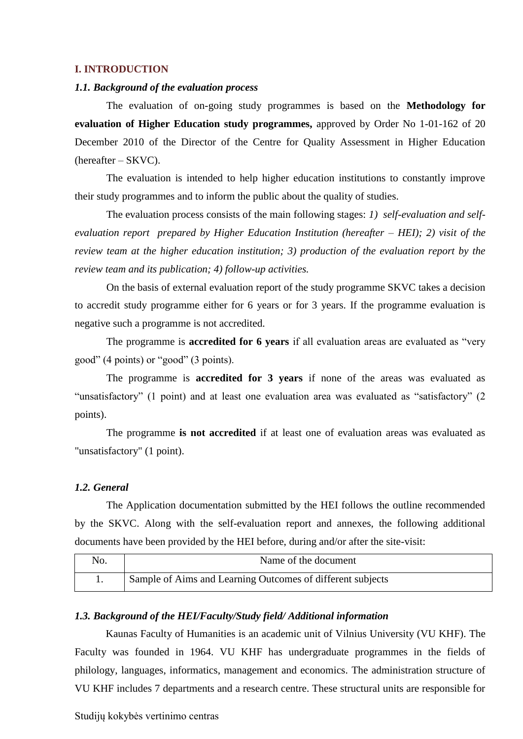## I. INTRODUCTION

### *1.1. Background of the evaluation process*

The evaluation of on-going study programmes is based on the **Methodology for evaluation of Higher Education study programmes,** approved by Order No 1-01-162 of 20 December 2010 of the Director of the Centre for Quality Assessment in Higher Education (hereafter – SKVC).

The evaluation is intended to help higher education institutions to constantly improve their study programmes and to inform the public about the quality of studies.

The evaluation process consists of the main following stages: *1) self-evaluation and self-evaluation report prepared by Higher Education Institution (hereafter – HEI); 2) visit of the review team at the higher education institution; 3) production of the evaluation report by the review team and its publication; 4) follow-up activities.*

On the basis of external evaluation report of the study programme SKVC takes a decision to accredit study programme either for 6 years or for 3 years. If the programme evaluation is negative such a programme is not accredited.

The programme is **accredited for 6 years** if all evaluation areas are evaluated as "very good" (4 points) or "good" (3 points).

The programme is **accredited for 3 years** if none of the areas was evaluated as "unsatisfactory" (1 point) and at least one evaluation area was evaluated as "satisfactory" (2 points).

The programme **is not accredited** if at least one of evaluation areas was evaluated as "unsatisfactory" (1 point).

### *1.2. General*

The Application documentation submitted by the HEI follows the outline recommended by the SKVC. Along with the self-evaluation report and annexes, the following additional documents have been provided by the HEI before, during and/or after the site-visit:

| No. | Name of the document |
|---|---|
| 1. | Sample of Aims and Learning Outcomes of different subjects |

### *1.3. Background of the HEI/Faculty/Study field/ Additional information*

Kaunas Faculty of Humanities is an academic unit of Vilnius University (VU KHF). The Faculty was founded in 1964. VU KHF has undergraduate programmes in the fields of philology, languages, informatics, management and economics. The administration structure of VU KHF includes 7 departments and a research centre. These structural units are responsible for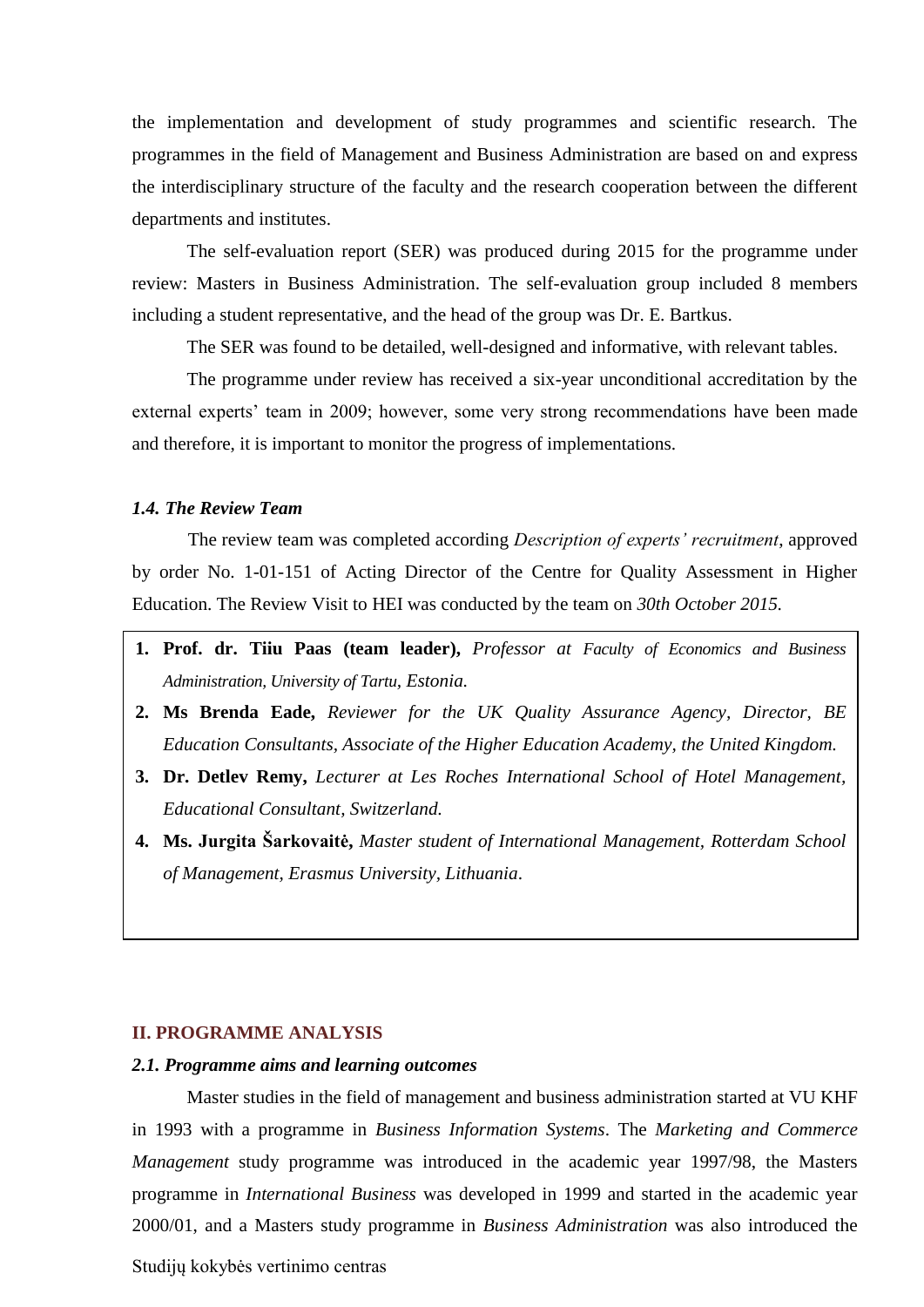the implementation and development of study programmes and scientific research. The programmes in the field of Management and Business Administration are based on and express the interdisciplinary structure of the faculty and the research cooperation between the different departments and institutes.

The self-evaluation report (SER) was produced during 2015 for the programme under review: Masters in Business Administration. The self-evaluation group included 8 members including a student representative, and the head of the group was Dr. E. Bartkus.

The SER was found to be detailed, well-designed and informative, with relevant tables.

The programme under review has received a six-year unconditional accreditation by the external experts' team in 2009; however, some very strong recommendations have been made and therefore, it is important to monitor the progress of implementations.

### *1.4. The Review Team*

The review team was completed according *Description of experts' recruitment*, approved by order No. 1-01-151 of Acting Director of the Centre for Quality Assessment in Higher Education. The Review Visit to HEI was conducted by the team on *30th October 2015.*

1. **Prof. dr. Tiiu Paas (team leader),** *Professor at Faculty of Economics and Business Administration, University of Tartu, Estonia.*
2. **Ms Brenda Eade,** *Reviewer for the UK Quality Assurance Agency, Director, BE Education Consultants, Associate of the Higher Education Academy, the United Kingdom.*
3. **Dr. Detlev Remy,** *Lecturer at Les Roches International School of Hotel Management, Educational Consultant, Switzerland.*
4. **Ms. Jurgita Šarkovaitė,** *Master student of International Management, Rotterdam School of Management, Erasmus University, Lithuania*.

## II. PROGRAMME ANALYSIS

### *2.1. Programme aims and learning outcomes*

Master studies in the field of management and business administration started at VU KHF in 1993 with a programme in *Business Information Systems*. The *Marketing and Commerce Management* study programme was introduced in the academic year 1997/98, the Masters programme in *International Business* was developed in 1999 and started in the academic year 2000/01, and a Masters study programme in *Business Administration* was also introduced the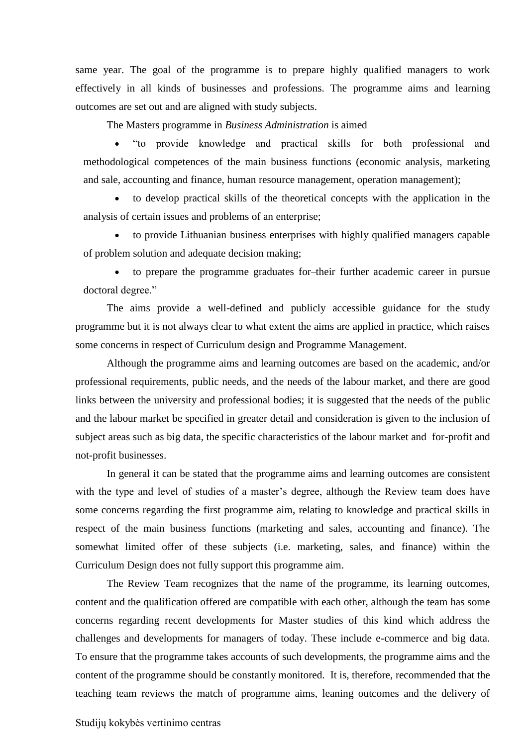same year. The goal of the programme is to prepare highly qualified managers to work effectively in all kinds of businesses and professions. The programme aims and learning outcomes are set out and are aligned with study subjects.

The Masters programme in *Business Administration* is aimed

- "to provide knowledge and practical skills for both professional and methodological competences of the main business functions (economic analysis, marketing and sale, accounting and finance, human resource management, operation management);
- to develop practical skills of the theoretical concepts with the application in the analysis of certain issues and problems of an enterprise;
- to provide Lithuanian business enterprises with highly qualified managers capable of problem solution and adequate decision making;
- to prepare the programme graduates for–their further academic career in pursue doctoral degree."

The aims provide a well-defined and publicly accessible guidance for the study programme but it is not always clear to what extent the aims are applied in practice, which raises some concerns in respect of Curriculum design and Programme Management.

Although the programme aims and learning outcomes are based on the academic, and/or professional requirements, public needs, and the needs of the labour market, and there are good links between the university and professional bodies; it is suggested that the needs of the public and the labour market be specified in greater detail and consideration is given to the inclusion of subject areas such as big data, the specific characteristics of the labour market and for-profit and not-profit businesses.

In general it can be stated that the programme aims and learning outcomes are consistent with the type and level of studies of a master's degree, although the Review team does have some concerns regarding the first programme aim, relating to knowledge and practical skills in respect of the main business functions (marketing and sales, accounting and finance). The somewhat limited offer of these subjects (i.e. marketing, sales, and finance) within the Curriculum Design does not fully support this programme aim.

The Review Team recognizes that the name of the programme, its learning outcomes, content and the qualification offered are compatible with each other, although the team has some concerns regarding recent developments for Master studies of this kind which address the challenges and developments for managers of today. These include e-commerce and big data. To ensure that the programme takes accounts of such developments, the programme aims and the content of the programme should be constantly monitored. It is, therefore, recommended that the teaching team reviews the match of programme aims, leaning outcomes and the delivery of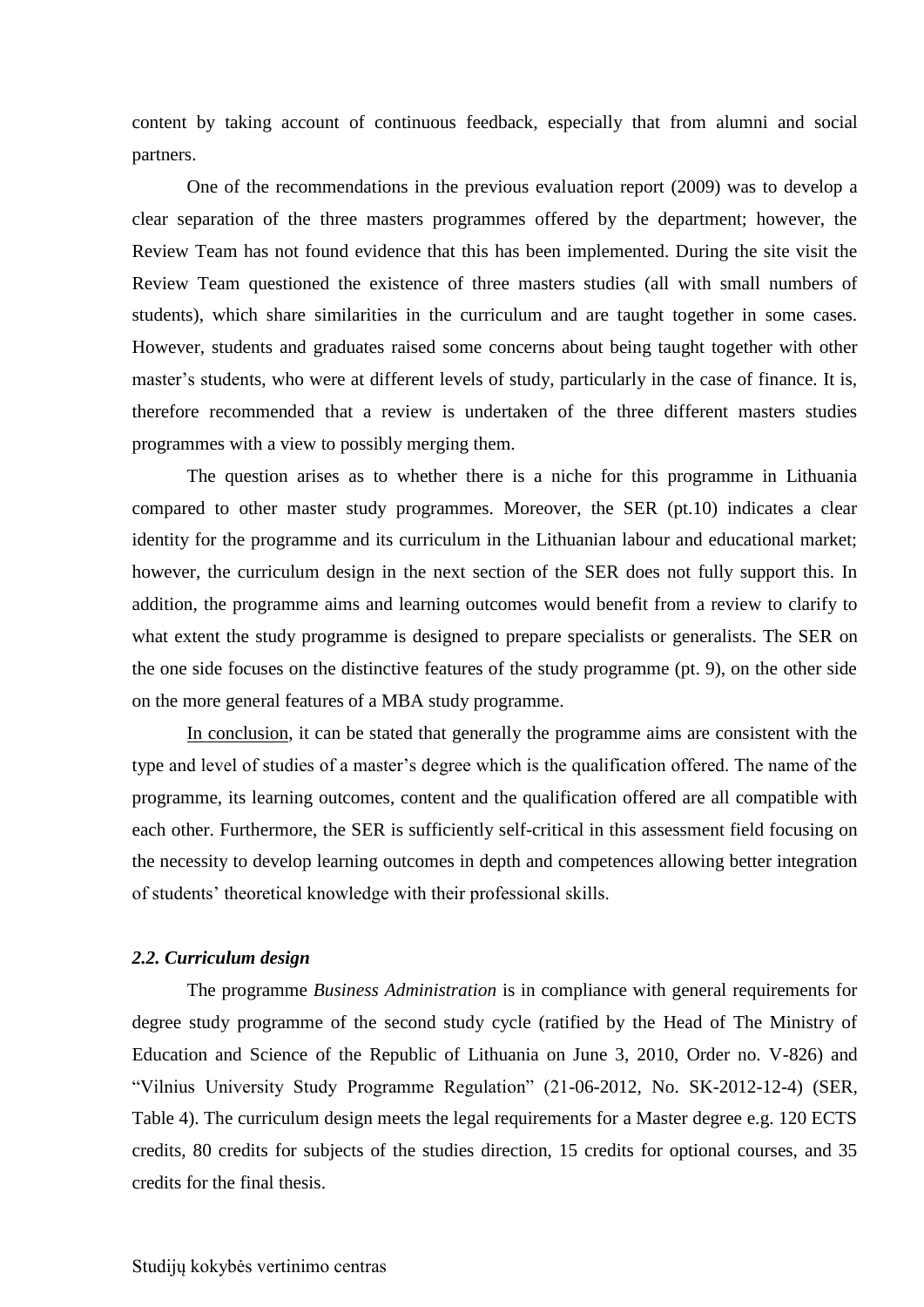content by taking account of continuous feedback, especially that from alumni and social partners.

One of the recommendations in the previous evaluation report (2009) was to develop a clear separation of the three masters programmes offered by the department; however, the Review Team has not found evidence that this has been implemented. During the site visit the Review Team questioned the existence of three masters studies (all with small numbers of students), which share similarities in the curriculum and are taught together in some cases. However, students and graduates raised some concerns about being taught together with other master's students, who were at different levels of study, particularly in the case of finance. It is, therefore recommended that a review is undertaken of the three different masters studies programmes with a view to possibly merging them.

The question arises as to whether there is a niche for this programme in Lithuania compared to other master study programmes. Moreover, the SER (pt.10) indicates a clear identity for the programme and its curriculum in the Lithuanian labour and educational market; however, the curriculum design in the next section of the SER does not fully support this. In addition, the programme aims and learning outcomes would benefit from a review to clarify to what extent the study programme is designed to prepare specialists or generalists. The SER on the one side focuses on the distinctive features of the study programme (pt. 9), on the other side on the more general features of a MBA study programme.

<u>In conclusion</u>, it can be stated that generally the programme aims are consistent with the type and level of studies of a master's degree which is the qualification offered. The name of the programme, its learning outcomes, content and the qualification offered are all compatible with each other. Furthermore, the SER is sufficiently self-critical in this assessment field focusing on the necessity to develop learning outcomes in depth and competences allowing better integration of students' theoretical knowledge with their professional skills.

### *2.2. Curriculum design*

The programme *Business Administration* is in compliance with general requirements for degree study programme of the second study cycle (ratified by the Head of The Ministry of Education and Science of the Republic of Lithuania on June 3, 2010, Order no. V-826) and "Vilnius University Study Programme Regulation" (21-06-2012, No. SK-2012-12-4) (SER, Table 4). The curriculum design meets the legal requirements for a Master degree e.g. 120 ECTS credits, 80 credits for subjects of the studies direction, 15 credits for optional courses, and 35 credits for the final thesis.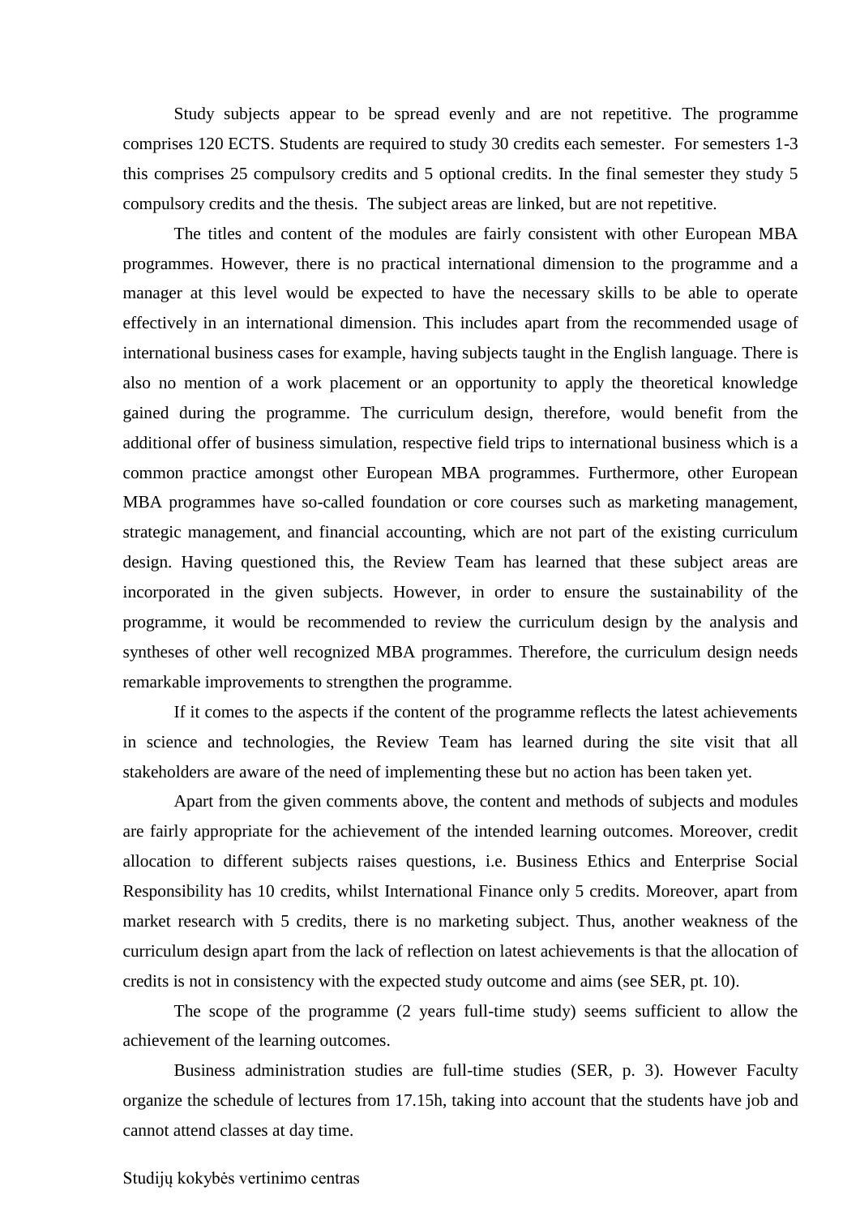Study subjects appear to be spread evenly and are not repetitive. The programme comprises 120 ECTS. Students are required to study 30 credits each semester. For semesters 1-3 this comprises 25 compulsory credits and 5 optional credits. In the final semester they study 5 compulsory credits and the thesis. The subject areas are linked, but are not repetitive.

The titles and content of the modules are fairly consistent with other European MBA programmes. However, there is no practical international dimension to the programme and a manager at this level would be expected to have the necessary skills to be able to operate effectively in an international dimension. This includes apart from the recommended usage of international business cases for example, having subjects taught in the English language. There is also no mention of a work placement or an opportunity to apply the theoretical knowledge gained during the programme. The curriculum design, therefore, would benefit from the additional offer of business simulation, respective field trips to international business which is a common practice amongst other European MBA programmes. Furthermore, other European MBA programmes have so-called foundation or core courses such as marketing management, strategic management, and financial accounting, which are not part of the existing curriculum design. Having questioned this, the Review Team has learned that these subject areas are incorporated in the given subjects. However, in order to ensure the sustainability of the programme, it would be recommended to review the curriculum design by the analysis and syntheses of other well recognized MBA programmes. Therefore, the curriculum design needs remarkable improvements to strengthen the programme.

If it comes to the aspects if the content of the programme reflects the latest achievements in science and technologies, the Review Team has learned during the site visit that all stakeholders are aware of the need of implementing these but no action has been taken yet.

Apart from the given comments above, the content and methods of subjects and modules are fairly appropriate for the achievement of the intended learning outcomes. Moreover, credit allocation to different subjects raises questions, i.e. Business Ethics and Enterprise Social Responsibility has 10 credits, whilst International Finance only 5 credits. Moreover, apart from market research with 5 credits, there is no marketing subject. Thus, another weakness of the curriculum design apart from the lack of reflection on latest achievements is that the allocation of credits is not in consistency with the expected study outcome and aims (see SER, pt. 10).

The scope of the programme (2 years full-time study) seems sufficient to allow the achievement of the learning outcomes.

Business administration studies are full-time studies (SER, p. 3). However Faculty organize the schedule of lectures from 17.15h, taking into account that the students have job and cannot attend classes at day time.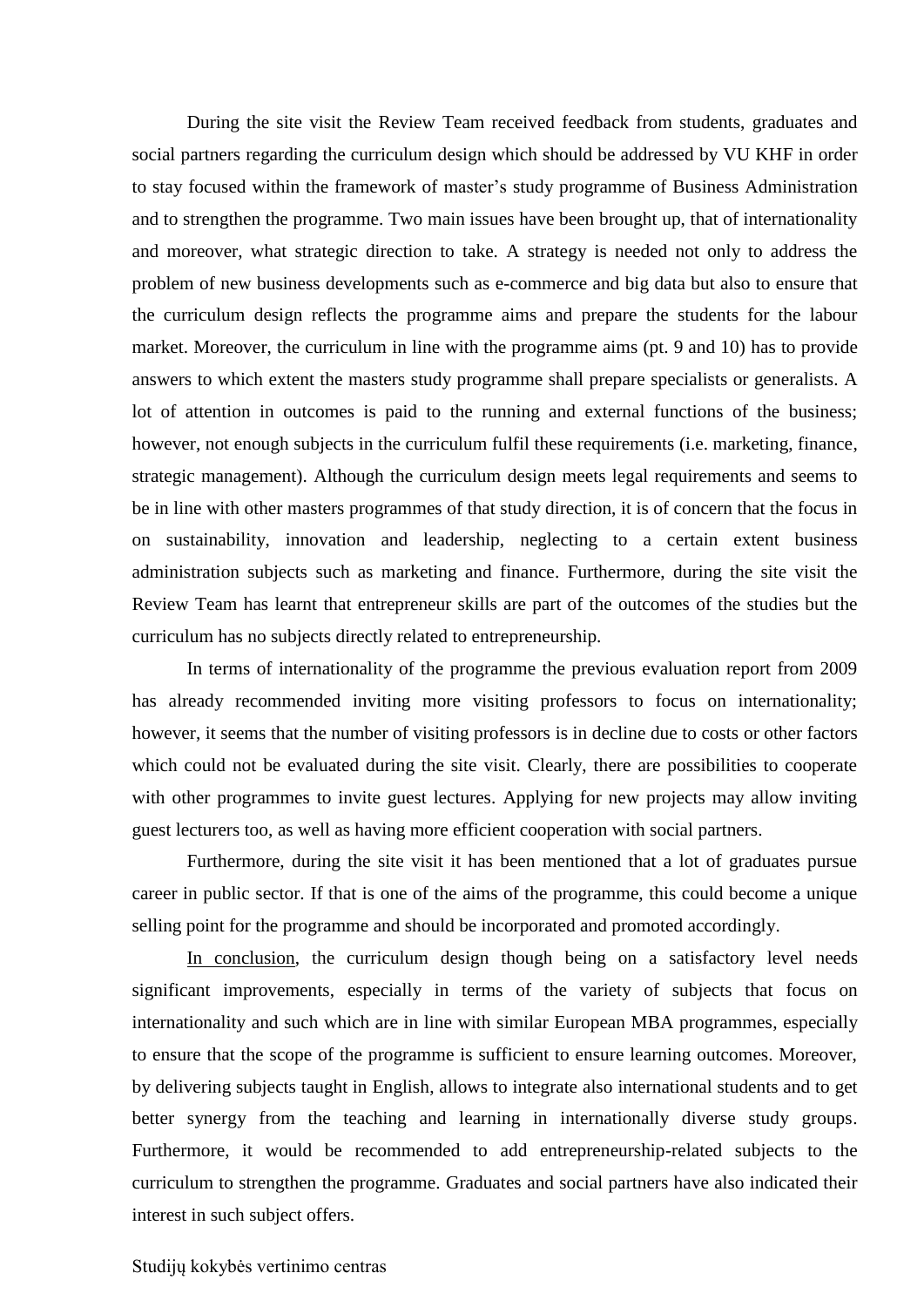During the site visit the Review Team received feedback from students, graduates and social partners regarding the curriculum design which should be addressed by VU KHF in order to stay focused within the framework of master's study programme of Business Administration and to strengthen the programme. Two main issues have been brought up, that of internationality and moreover, what strategic direction to take. A strategy is needed not only to address the problem of new business developments such as e-commerce and big data but also to ensure that the curriculum design reflects the programme aims and prepare the students for the labour market. Moreover, the curriculum in line with the programme aims (pt. 9 and 10) has to provide answers to which extent the masters study programme shall prepare specialists or generalists. A lot of attention in outcomes is paid to the running and external functions of the business; however, not enough subjects in the curriculum fulfil these requirements (i.e. marketing, finance, strategic management). Although the curriculum design meets legal requirements and seems to be in line with other masters programmes of that study direction, it is of concern that the focus in on sustainability, innovation and leadership, neglecting to a certain extent business administration subjects such as marketing and finance. Furthermore, during the site visit the Review Team has learnt that entrepreneur skills are part of the outcomes of the studies but the curriculum has no subjects directly related to entrepreneurship.

In terms of internationality of the programme the previous evaluation report from 2009 has already recommended inviting more visiting professors to focus on internationality; however, it seems that the number of visiting professors is in decline due to costs or other factors which could not be evaluated during the site visit. Clearly, there are possibilities to cooperate with other programmes to invite guest lectures. Applying for new projects may allow inviting guest lecturers too, as well as having more efficient cooperation with social partners.

Furthermore, during the site visit it has been mentioned that a lot of graduates pursue career in public sector. If that is one of the aims of the programme, this could become a unique selling point for the programme and should be incorporated and promoted accordingly.

In conclusion, the curriculum design though being on a satisfactory level needs significant improvements, especially in terms of the variety of subjects that focus on internationality and such which are in line with similar European MBA programmes, especially to ensure that the scope of the programme is sufficient to ensure learning outcomes. Moreover, by delivering subjects taught in English, allows to integrate also international students and to get better synergy from the teaching and learning in internationally diverse study groups. Furthermore, it would be recommended to add entrepreneurship-related subjects to the curriculum to strengthen the programme. Graduates and social partners have also indicated their interest in such subject offers.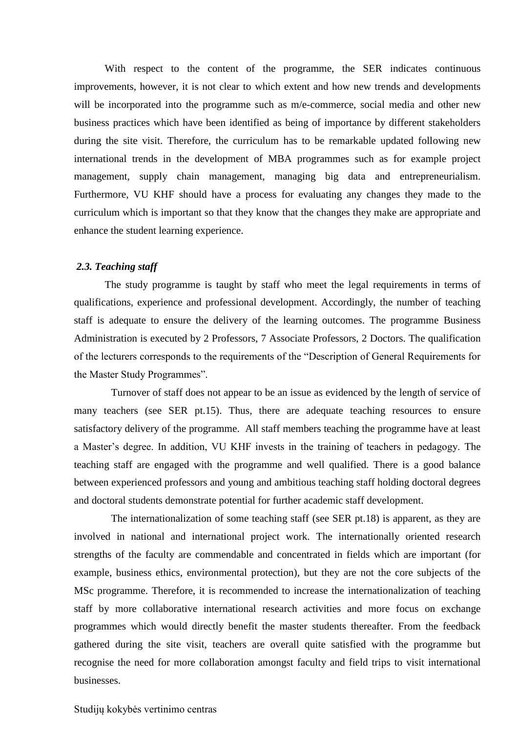With respect to the content of the programme, the SER indicates continuous improvements, however, it is not clear to which extent and how new trends and developments will be incorporated into the programme such as m/e-commerce, social media and other new business practices which have been identified as being of importance by different stakeholders during the site visit. Therefore, the curriculum has to be remarkable updated following new international trends in the development of MBA programmes such as for example project management, supply chain management, managing big data and entrepreneurialism. Furthermore, VU KHF should have a process for evaluating any changes they made to the curriculum which is important so that they know that the changes they make are appropriate and enhance the student learning experience.

### *2.3. Teaching staff*

The study programme is taught by staff who meet the legal requirements in terms of qualifications, experience and professional development. Accordingly, the number of teaching staff is adequate to ensure the delivery of the learning outcomes. The programme Business Administration is executed by 2 Professors, 7 Associate Professors, 2 Doctors. The qualification of the lecturers corresponds to the requirements of the "Description of General Requirements for the Master Study Programmes".

Turnover of staff does not appear to be an issue as evidenced by the length of service of many teachers (see SER pt.15). Thus, there are adequate teaching resources to ensure satisfactory delivery of the programme. All staff members teaching the programme have at least a Master's degree. In addition, VU KHF invests in the training of teachers in pedagogy. The teaching staff are engaged with the programme and well qualified. There is a good balance between experienced professors and young and ambitious teaching staff holding doctoral degrees and doctoral students demonstrate potential for further academic staff development.

The internationalization of some teaching staff (see SER pt.18) is apparent, as they are involved in national and international project work. The internationally oriented research strengths of the faculty are commendable and concentrated in fields which are important (for example, business ethics, environmental protection), but they are not the core subjects of the MSc programme. Therefore, it is recommended to increase the internationalization of teaching staff by more collaborative international research activities and more focus on exchange programmes which would directly benefit the master students thereafter. From the feedback gathered during the site visit, teachers are overall quite satisfied with the programme but recognise the need for more collaboration amongst faculty and field trips to visit international businesses.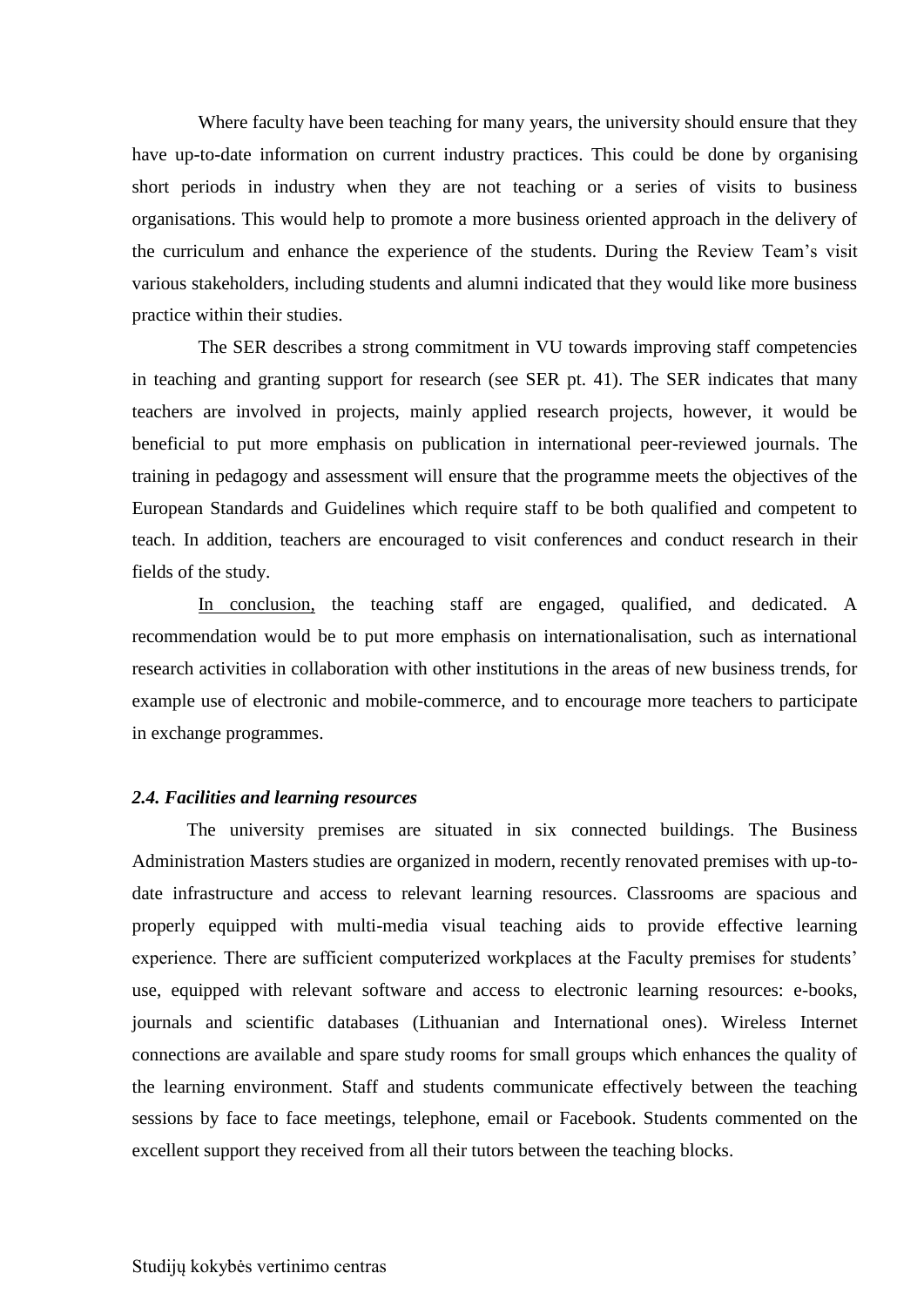Where faculty have been teaching for many years, the university should ensure that they have up-to-date information on current industry practices. This could be done by organising short periods in industry when they are not teaching or a series of visits to business organisations. This would help to promote a more business oriented approach in the delivery of the curriculum and enhance the experience of the students. During the Review Team's visit various stakeholders, including students and alumni indicated that they would like more business practice within their studies.

The SER describes a strong commitment in VU towards improving staff competencies in teaching and granting support for research (see SER pt. 41). The SER indicates that many teachers are involved in projects, mainly applied research projects, however, it would be beneficial to put more emphasis on publication in international peer-reviewed journals. The training in pedagogy and assessment will ensure that the programme meets the objectives of the European Standards and Guidelines which require staff to be both qualified and competent to teach. In addition, teachers are encouraged to visit conferences and conduct research in their fields of the study.

<u>In conclusion,</u> the teaching staff are engaged, qualified, and dedicated. A recommendation would be to put more emphasis on internationalisation, such as international research activities in collaboration with other institutions in the areas of new business trends, for example use of electronic and mobile-commerce, and to encourage more teachers to participate in exchange programmes.

### *2.4. Facilities and learning resources*

The university premises are situated in six connected buildings. The Business Administration Masters studies are organized in modern, recently renovated premises with up-to-date infrastructure and access to relevant learning resources. Classrooms are spacious and properly equipped with multi-media visual teaching aids to provide effective learning experience. There are sufficient computerized workplaces at the Faculty premises for students' use, equipped with relevant software and access to electronic learning resources: e-books, journals and scientific databases (Lithuanian and International ones). Wireless Internet connections are available and spare study rooms for small groups which enhances the quality of the learning environment. Staff and students communicate effectively between the teaching sessions by face to face meetings, telephone, email or Facebook. Students commented on the excellent support they received from all their tutors between the teaching blocks.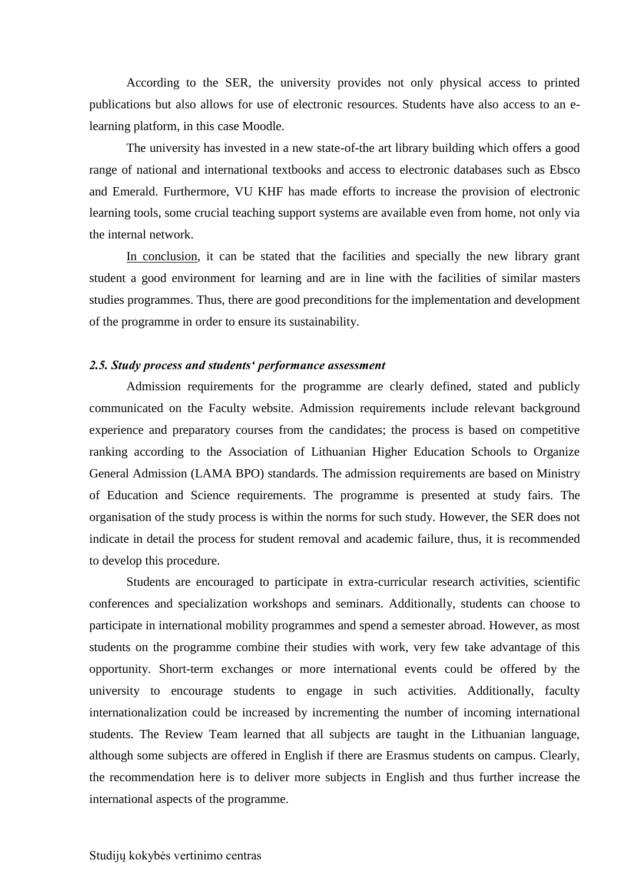According to the SER, the university provides not only physical access to printed publications but also allows for use of electronic resources. Students have also access to an e-learning platform, in this case Moodle.

The university has invested in a new state-of-the art library building which offers a good range of national and international textbooks and access to electronic databases such as Ebsco and Emerald. Furthermore, VU KHF has made efforts to increase the provision of electronic learning tools, some crucial teaching support systems are available even from home, not only via the internal network.

In conclusion, it can be stated that the facilities and specially the new library grant student a good environment for learning and are in line with the facilities of similar masters studies programmes. Thus, there are good preconditions for the implementation and development of the programme in order to ensure its sustainability.

***2.5. Study process and students' performance assessment***

Admission requirements for the programme are clearly defined, stated and publicly communicated on the Faculty website. Admission requirements include relevant background experience and preparatory courses from the candidates; the process is based on competitive ranking according to the Association of Lithuanian Higher Education Schools to Organize General Admission (LAMA BPO) standards. The admission requirements are based on Ministry of Education and Science requirements. The programme is presented at study fairs. The organisation of the study process is within the norms for such study. However, the SER does not indicate in detail the process for student removal and academic failure, thus, it is recommended to develop this procedure.

Students are encouraged to participate in extra-curricular research activities, scientific conferences and specialization workshops and seminars. Additionally, students can choose to participate in international mobility programmes and spend a semester abroad. However, as most students on the programme combine their studies with work, very few take advantage of this opportunity. Short-term exchanges or more international events could be offered by the university to encourage students to engage in such activities. Additionally, faculty internationalization could be increased by incrementing the number of incoming international students. The Review Team learned that all subjects are taught in the Lithuanian language, although some subjects are offered in English if there are Erasmus students on campus. Clearly, the recommendation here is to deliver more subjects in English and thus further increase the international aspects of the programme.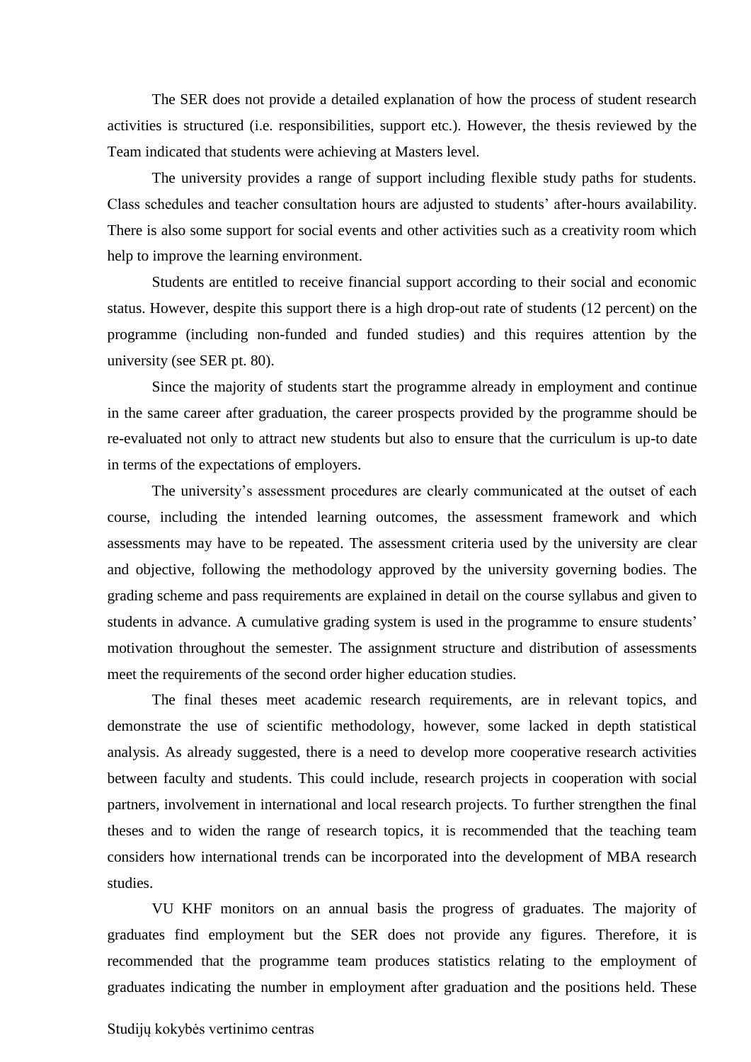The SER does not provide a detailed explanation of how the process of student research activities is structured (i.e. responsibilities, support etc.). However, the thesis reviewed by the Team indicated that students were achieving at Masters level.

The university provides a range of support including flexible study paths for students. Class schedules and teacher consultation hours are adjusted to students' after-hours availability. There is also some support for social events and other activities such as a creativity room which help to improve the learning environment.

Students are entitled to receive financial support according to their social and economic status. However, despite this support there is a high drop-out rate of students (12 percent) on the programme (including non-funded and funded studies) and this requires attention by the university (see SER pt. 80).

Since the majority of students start the programme already in employment and continue in the same career after graduation, the career prospects provided by the programme should be re-evaluated not only to attract new students but also to ensure that the curriculum is up-to date in terms of the expectations of employers.

The university's assessment procedures are clearly communicated at the outset of each course, including the intended learning outcomes, the assessment framework and which assessments may have to be repeated. The assessment criteria used by the university are clear and objective, following the methodology approved by the university governing bodies. The grading scheme and pass requirements are explained in detail on the course syllabus and given to students in advance. A cumulative grading system is used in the programme to ensure students' motivation throughout the semester. The assignment structure and distribution of assessments meet the requirements of the second order higher education studies.

The final theses meet academic research requirements, are in relevant topics, and demonstrate the use of scientific methodology, however, some lacked in depth statistical analysis. As already suggested, there is a need to develop more cooperative research activities between faculty and students. This could include, research projects in cooperation with social partners, involvement in international and local research projects. To further strengthen the final theses and to widen the range of research topics, it is recommended that the teaching team considers how international trends can be incorporated into the development of MBA research studies.

VU KHF monitors on an annual basis the progress of graduates. The majority of graduates find employment but the SER does not provide any figures. Therefore, it is recommended that the programme team produces statistics relating to the employment of graduates indicating the number in employment after graduation and the positions held. These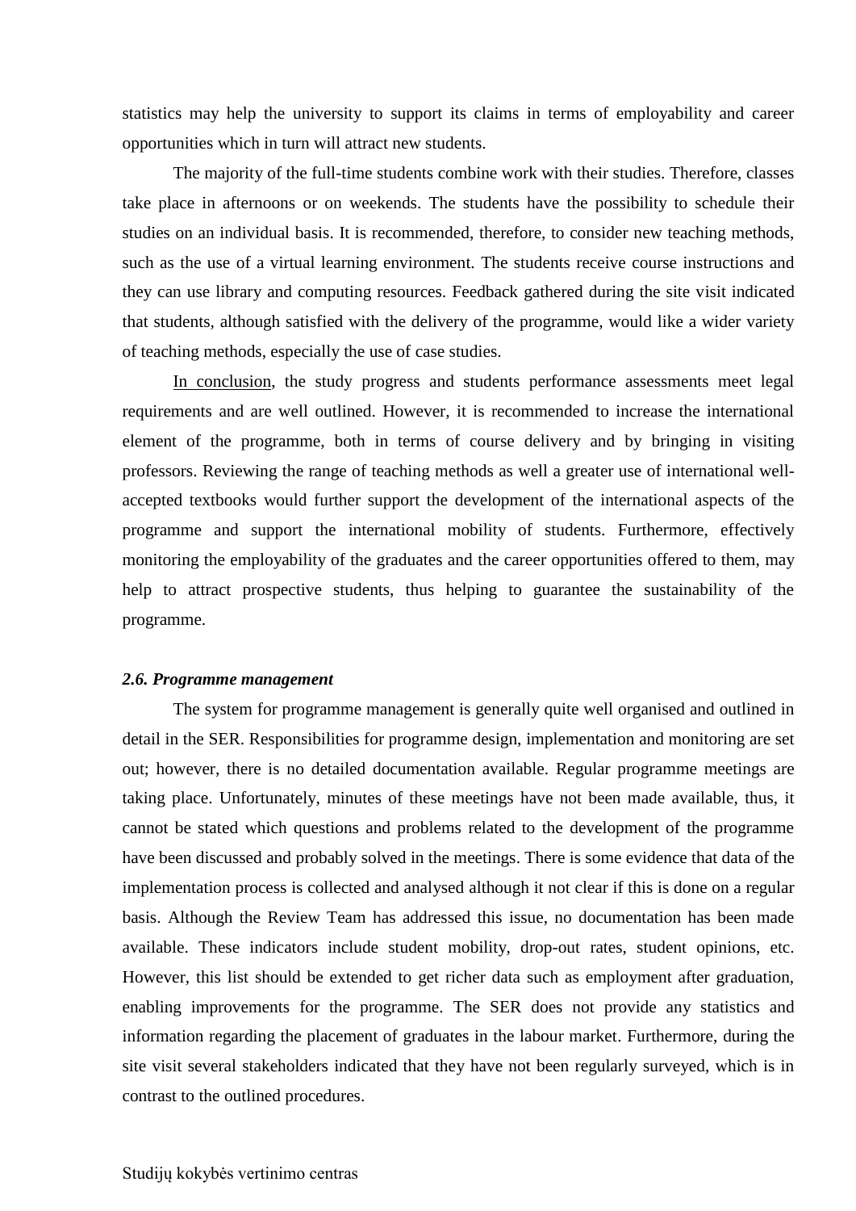statistics may help the university to support its claims in terms of employability and career opportunities which in turn will attract new students.

The majority of the full-time students combine work with their studies. Therefore, classes take place in afternoons or on weekends. The students have the possibility to schedule their studies on an individual basis. It is recommended, therefore, to consider new teaching methods, such as the use of a virtual learning environment. The students receive course instructions and they can use library and computing resources. Feedback gathered during the site visit indicated that students, although satisfied with the delivery of the programme, would like a wider variety of teaching methods, especially the use of case studies.

In conclusion, the study progress and students performance assessments meet legal requirements and are well outlined. However, it is recommended to increase the international element of the programme, both in terms of course delivery and by bringing in visiting professors. Reviewing the range of teaching methods as well a greater use of international well-accepted textbooks would further support the development of the international aspects of the programme and support the international mobility of students. Furthermore, effectively monitoring the employability of the graduates and the career opportunities offered to them, may help to attract prospective students, thus helping to guarantee the sustainability of the programme.

### *2.6. Programme management*

The system for programme management is generally quite well organised and outlined in detail in the SER. Responsibilities for programme design, implementation and monitoring are set out; however, there is no detailed documentation available. Regular programme meetings are taking place. Unfortunately, minutes of these meetings have not been made available, thus, it cannot be stated which questions and problems related to the development of the programme have been discussed and probably solved in the meetings. There is some evidence that data of the implementation process is collected and analysed although it not clear if this is done on a regular basis. Although the Review Team has addressed this issue, no documentation has been made available. These indicators include student mobility, drop-out rates, student opinions, etc. However, this list should be extended to get richer data such as employment after graduation, enabling improvements for the programme. The SER does not provide any statistics and information regarding the placement of graduates in the labour market. Furthermore, during the site visit several stakeholders indicated that they have not been regularly surveyed, which is in contrast to the outlined procedures.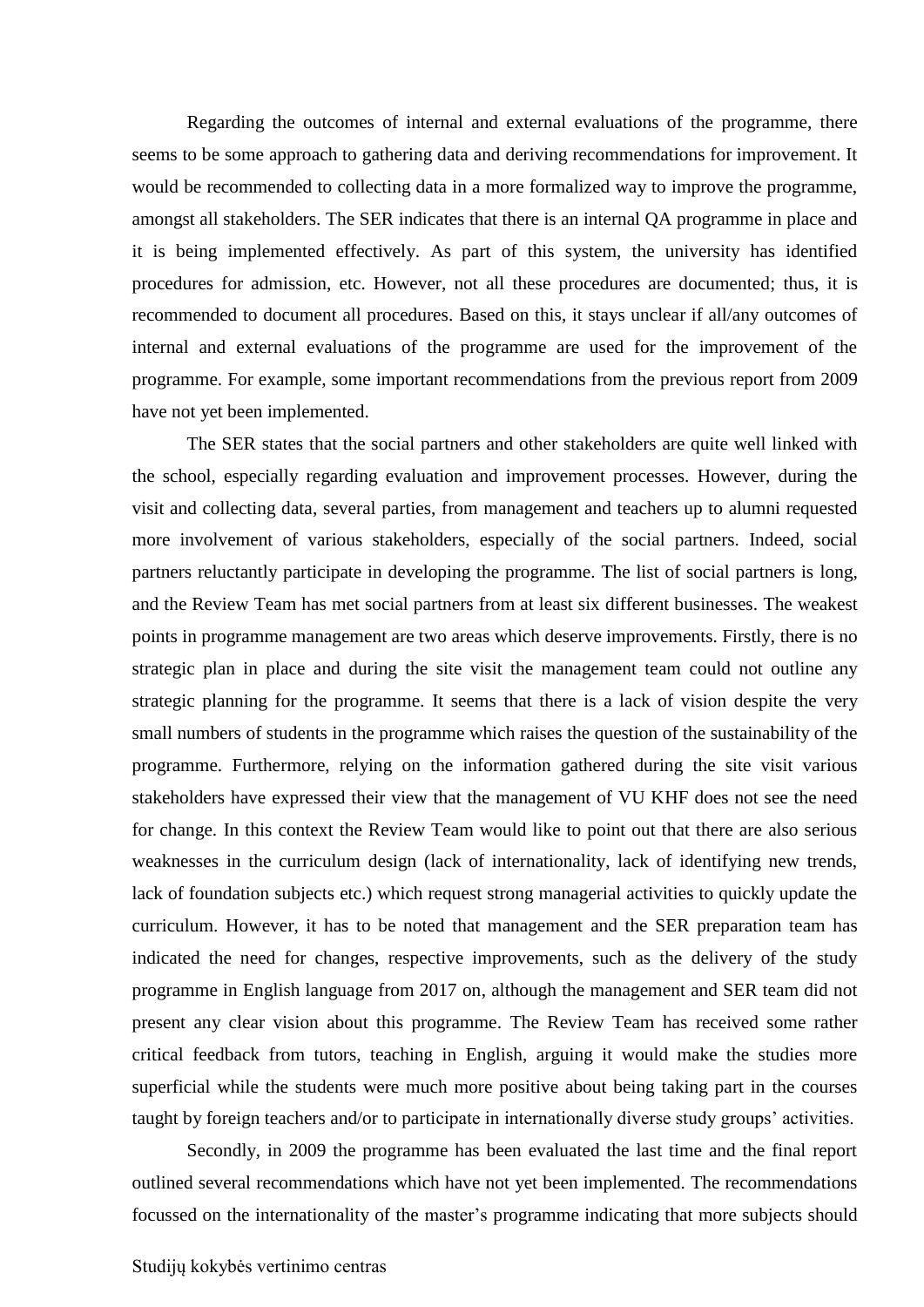Regarding the outcomes of internal and external evaluations of the programme, there seems to be some approach to gathering data and deriving recommendations for improvement. It would be recommended to collecting data in a more formalized way to improve the programme, amongst all stakeholders. The SER indicates that there is an internal QA programme in place and it is being implemented effectively. As part of this system, the university has identified procedures for admission, etc. However, not all these procedures are documented; thus, it is recommended to document all procedures. Based on this, it stays unclear if all/any outcomes of internal and external evaluations of the programme are used for the improvement of the programme. For example, some important recommendations from the previous report from 2009 have not yet been implemented.

The SER states that the social partners and other stakeholders are quite well linked with the school, especially regarding evaluation and improvement processes. However, during the visit and collecting data, several parties, from management and teachers up to alumni requested more involvement of various stakeholders, especially of the social partners. Indeed, social partners reluctantly participate in developing the programme. The list of social partners is long, and the Review Team has met social partners from at least six different businesses. The weakest points in programme management are two areas which deserve improvements. Firstly, there is no strategic plan in place and during the site visit the management team could not outline any strategic planning for the programme. It seems that there is a lack of vision despite the very small numbers of students in the programme which raises the question of the sustainability of the programme. Furthermore, relying on the information gathered during the site visit various stakeholders have expressed their view that the management of VU KHF does not see the need for change. In this context the Review Team would like to point out that there are also serious weaknesses in the curriculum design (lack of internationality, lack of identifying new trends, lack of foundation subjects etc.) which request strong managerial activities to quickly update the curriculum. However, it has to be noted that management and the SER preparation team has indicated the need for changes, respective improvements, such as the delivery of the study programme in English language from 2017 on, although the management and SER team did not present any clear vision about this programme. The Review Team has received some rather critical feedback from tutors, teaching in English, arguing it would make the studies more superficial while the students were much more positive about being taking part in the courses taught by foreign teachers and/or to participate in internationally diverse study groups' activities.

Secondly, in 2009 the programme has been evaluated the last time and the final report outlined several recommendations which have not yet been implemented. The recommendations focussed on the internationality of the master's programme indicating that more subjects should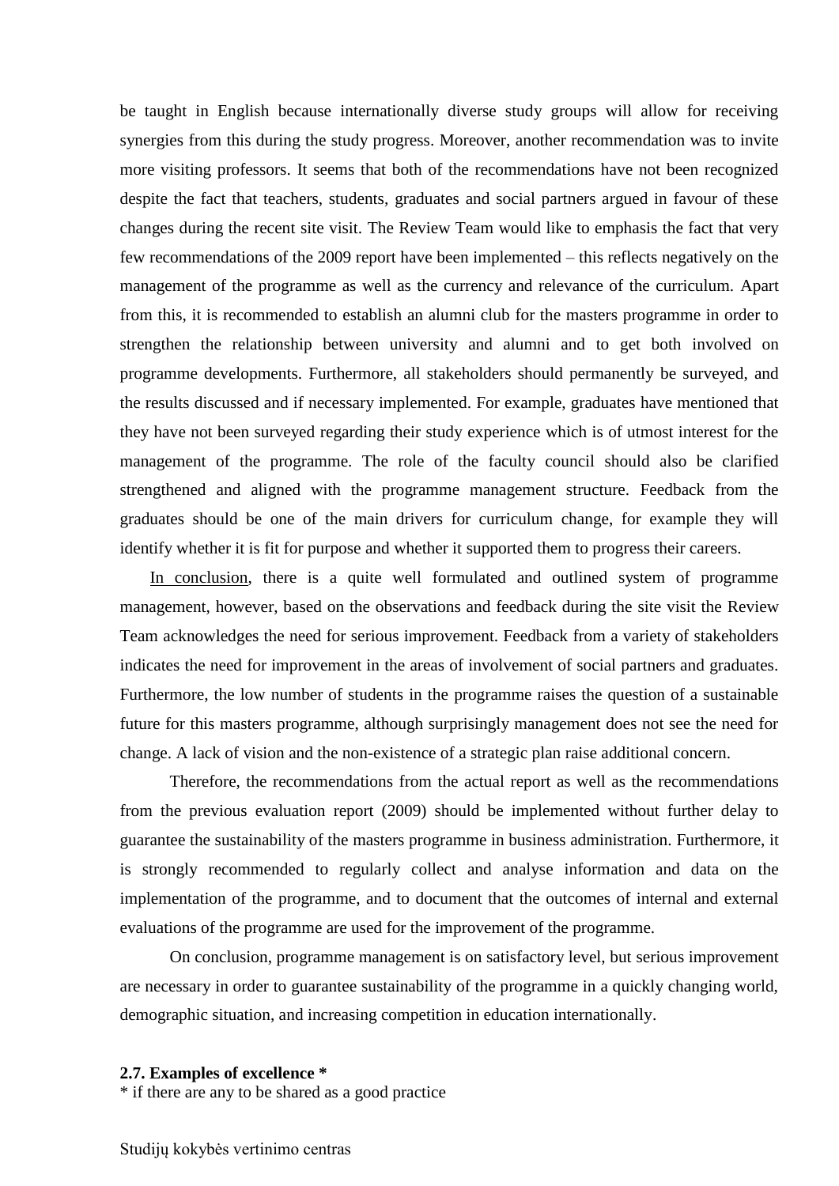be taught in English because internationally diverse study groups will allow for receiving synergies from this during the study progress. Moreover, another recommendation was to invite more visiting professors. It seems that both of the recommendations have not been recognized despite the fact that teachers, students, graduates and social partners argued in favour of these changes during the recent site visit. The Review Team would like to emphasis the fact that very few recommendations of the 2009 report have been implemented – this reflects negatively on the management of the programme as well as the currency and relevance of the curriculum. Apart from this, it is recommended to establish an alumni club for the masters programme in order to strengthen the relationship between university and alumni and to get both involved on programme developments. Furthermore, all stakeholders should permanently be surveyed, and the results discussed and if necessary implemented. For example, graduates have mentioned that they have not been surveyed regarding their study experience which is of utmost interest for the management of the programme. The role of the faculty council should also be clarified strengthened and aligned with the programme management structure. Feedback from the graduates should be one of the main drivers for curriculum change, for example they will identify whether it is fit for purpose and whether it supported them to progress their careers.

In conclusion, there is a quite well formulated and outlined system of programme management, however, based on the observations and feedback during the site visit the Review Team acknowledges the need for serious improvement. Feedback from a variety of stakeholders indicates the need for improvement in the areas of involvement of social partners and graduates. Furthermore, the low number of students in the programme raises the question of a sustainable future for this masters programme, although surprisingly management does not see the need for change. A lack of vision and the non-existence of a strategic plan raise additional concern.

Therefore, the recommendations from the actual report as well as the recommendations from the previous evaluation report (2009) should be implemented without further delay to guarantee the sustainability of the masters programme in business administration. Furthermore, it is strongly recommended to regularly collect and analyse information and data on the implementation of the programme, and to document that the outcomes of internal and external evaluations of the programme are used for the improvement of the programme.

On conclusion, programme management is on satisfactory level, but serious improvement are necessary in order to guarantee sustainability of the programme in a quickly changing world, demographic situation, and increasing competition in education internationally.

**2.7. Examples of excellence \***

\* if there are any to be shared as a good practice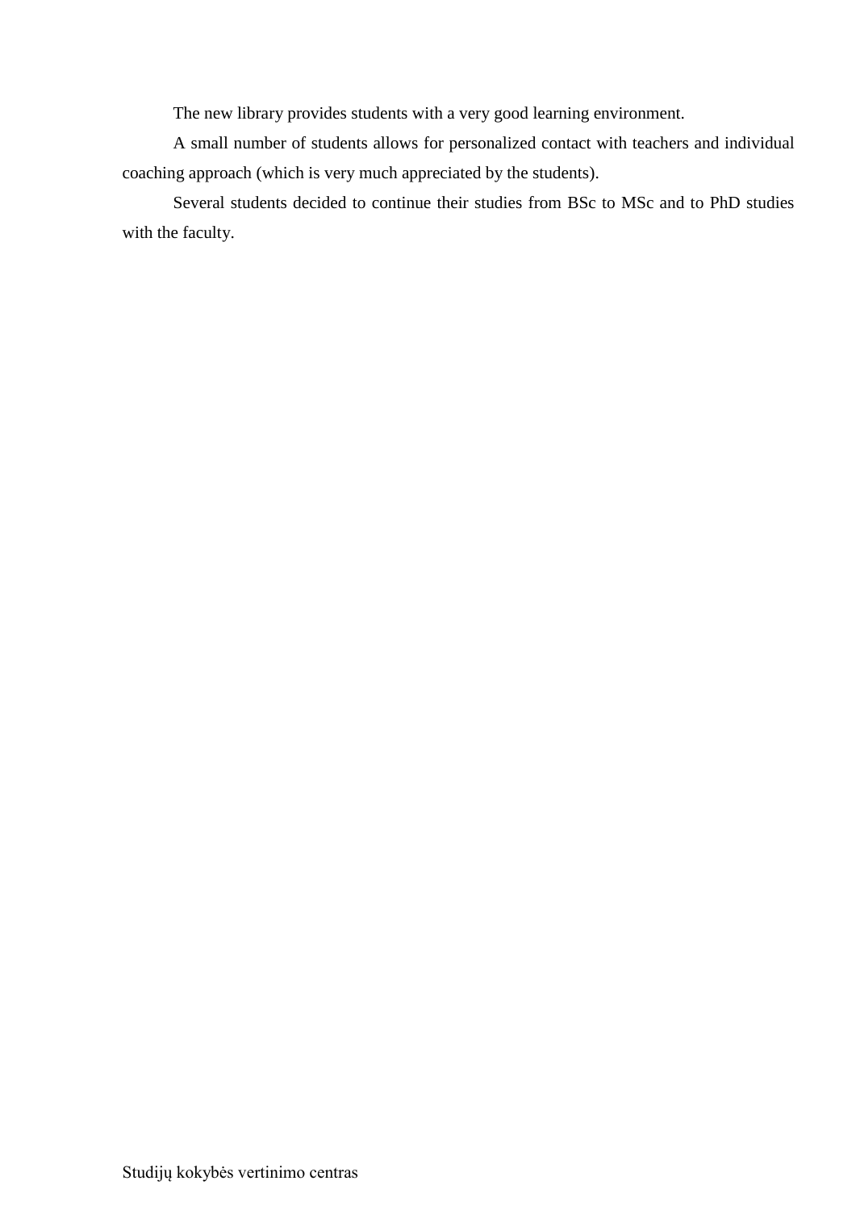The new library provides students with a very good learning environment.

A small number of students allows for personalized contact with teachers and individual coaching approach (which is very much appreciated by the students).

Several students decided to continue their studies from BSc to MSc and to PhD studies with the faculty.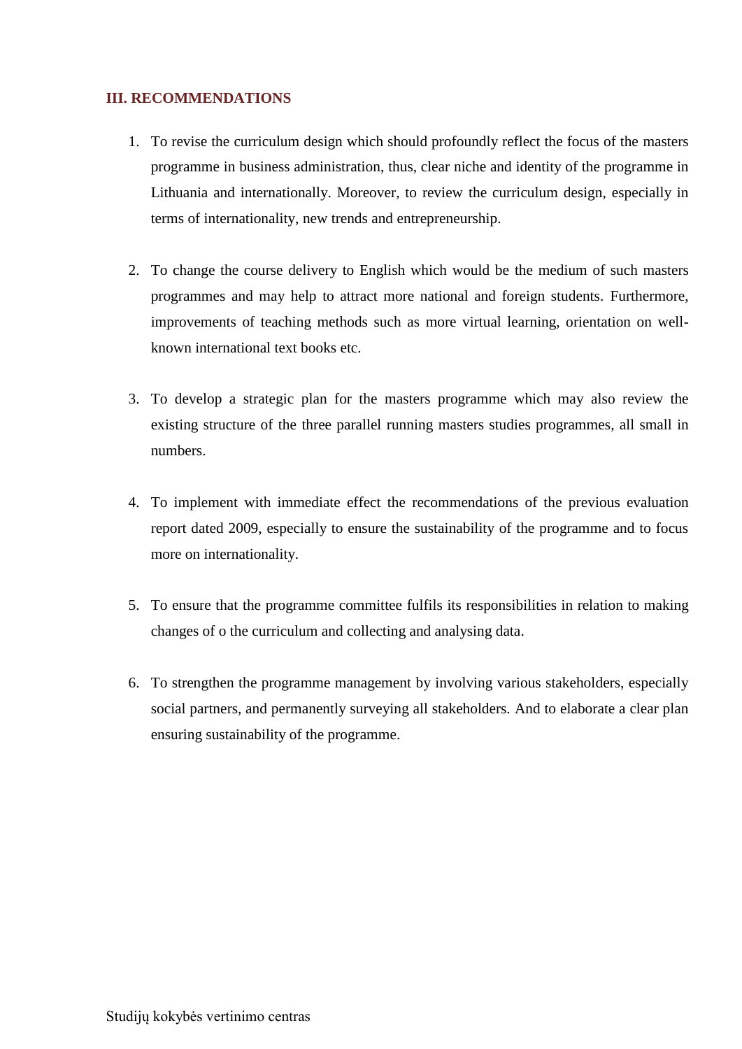## III. RECOMMENDATIONS

1. To revise the curriculum design which should profoundly reflect the focus of the masters programme in business administration, thus, clear niche and identity of the programme in Lithuania and internationally. Moreover, to review the curriculum design, especially in terms of internationality, new trends and entrepreneurship.

2. To change the course delivery to English which would be the medium of such masters programmes and may help to attract more national and foreign students. Furthermore, improvements of teaching methods such as more virtual learning, orientation on well-known international text books etc.

3. To develop a strategic plan for the masters programme which may also review the existing structure of the three parallel running masters studies programmes, all small in numbers.

4. To implement with immediate effect the recommendations of the previous evaluation report dated 2009, especially to ensure the sustainability of the programme and to focus more on internationality.

5. To ensure that the programme committee fulfils its responsibilities in relation to making changes of o the curriculum and collecting and analysing data.

6. To strengthen the programme management by involving various stakeholders, especially social partners, and permanently surveying all stakeholders. And to elaborate a clear plan ensuring sustainability of the programme.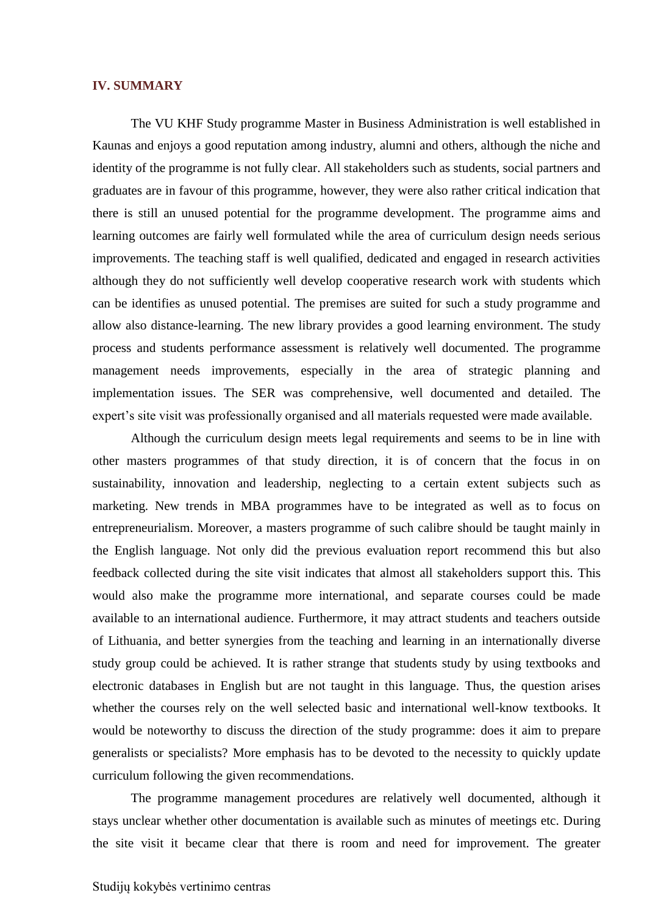## IV. SUMMARY

The VU KHF Study programme Master in Business Administration is well established in Kaunas and enjoys a good reputation among industry, alumni and others, although the niche and identity of the programme is not fully clear. All stakeholders such as students, social partners and graduates are in favour of this programme, however, they were also rather critical indication that there is still an unused potential for the programme development. The programme aims and learning outcomes are fairly well formulated while the area of curriculum design needs serious improvements. The teaching staff is well qualified, dedicated and engaged in research activities although they do not sufficiently well develop cooperative research work with students which can be identifies as unused potential. The premises are suited for such a study programme and allow also distance-learning. The new library provides a good learning environment. The study process and students performance assessment is relatively well documented. The programme management needs improvements, especially in the area of strategic planning and implementation issues. The SER was comprehensive, well documented and detailed. The expert's site visit was professionally organised and all materials requested were made available.

Although the curriculum design meets legal requirements and seems to be in line with other masters programmes of that study direction, it is of concern that the focus in on sustainability, innovation and leadership, neglecting to a certain extent subjects such as marketing. New trends in MBA programmes have to be integrated as well as to focus on entrepreneurialism. Moreover, a masters programme of such calibre should be taught mainly in the English language. Not only did the previous evaluation report recommend this but also feedback collected during the site visit indicates that almost all stakeholders support this. This would also make the programme more international, and separate courses could be made available to an international audience. Furthermore, it may attract students and teachers outside of Lithuania, and better synergies from the teaching and learning in an internationally diverse study group could be achieved. It is rather strange that students study by using textbooks and electronic databases in English but are not taught in this language. Thus, the question arises whether the courses rely on the well selected basic and international well-know textbooks. It would be noteworthy to discuss the direction of the study programme: does it aim to prepare generalists or specialists? More emphasis has to be devoted to the necessity to quickly update curriculum following the given recommendations.

The programme management procedures are relatively well documented, although it stays unclear whether other documentation is available such as minutes of meetings etc. During the site visit it became clear that there is room and need for improvement. The greater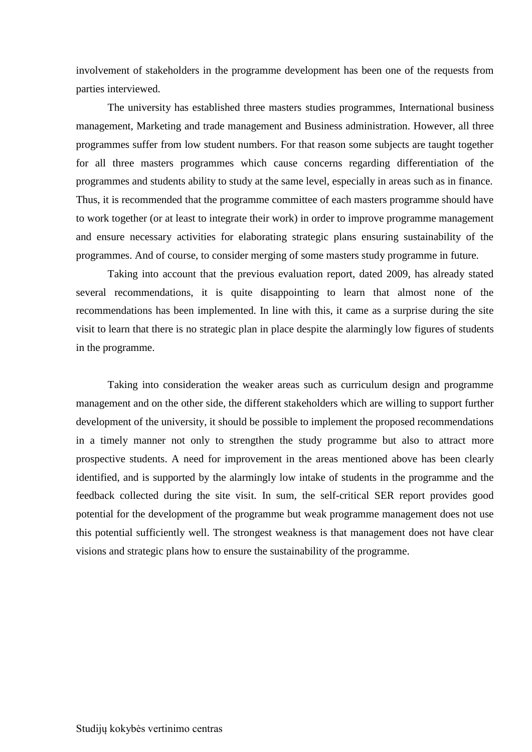involvement of stakeholders in the programme development has been one of the requests from parties interviewed.

The university has established three masters studies programmes, International business management, Marketing and trade management and Business administration. However, all three programmes suffer from low student numbers. For that reason some subjects are taught together for all three masters programmes which cause concerns regarding differentiation of the programmes and students ability to study at the same level, especially in areas such as in finance. Thus, it is recommended that the programme committee of each masters programme should have to work together (or at least to integrate their work) in order to improve programme management and ensure necessary activities for elaborating strategic plans ensuring sustainability of the programmes. And of course, to consider merging of some masters study programme in future.

Taking into account that the previous evaluation report, dated 2009, has already stated several recommendations, it is quite disappointing to learn that almost none of the recommendations has been implemented. In line with this, it came as a surprise during the site visit to learn that there is no strategic plan in place despite the alarmingly low figures of students in the programme.

Taking into consideration the weaker areas such as curriculum design and programme management and on the other side, the different stakeholders which are willing to support further development of the university, it should be possible to implement the proposed recommendations in a timely manner not only to strengthen the study programme but also to attract more prospective students. A need for improvement in the areas mentioned above has been clearly identified, and is supported by the alarmingly low intake of students in the programme and the feedback collected during the site visit. In sum, the self-critical SER report provides good potential for the development of the programme but weak programme management does not use this potential sufficiently well. The strongest weakness is that management does not have clear visions and strategic plans how to ensure the sustainability of the programme.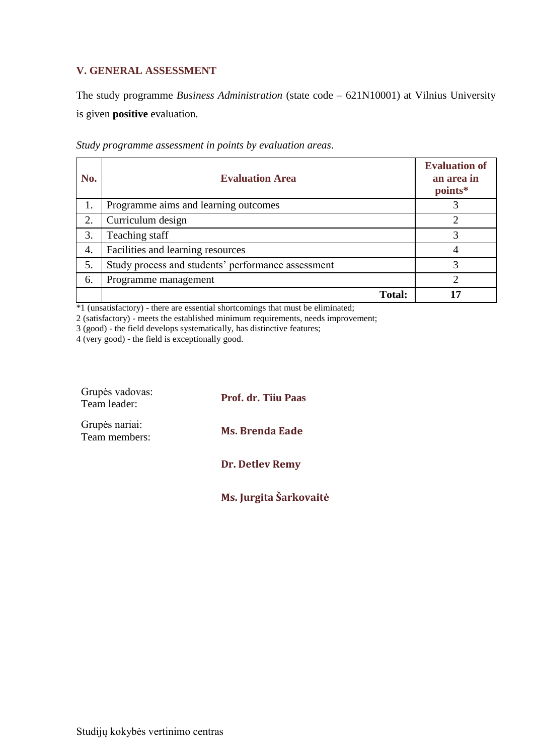## V. GENERAL ASSESSMENT

The study programme *Business Administration* (state code – 621N10001) at Vilnius University is given **positive** evaluation.

*Study programme assessment in points by evaluation areas*.

| No. | Evaluation Area | Evaluation of an area in points* |
|---|---|---|
| 1. | Programme aims and learning outcomes | 3 |
| 2. | Curriculum design | 2 |
| 3. | Teaching staff | 3 |
| 4. | Facilities and learning resources | 4 |
| 5. | Study process and students' performance assessment | 3 |
| 6. | Programme management | 2 |
| | **Total:** | **17** |

*1 (unsatisfactory) - there are essential shortcomings that must be eliminated;
2 (satisfactory) - meets the established minimum requirements, needs improvement;
3 (good) - the field develops systematically, has distinctive features;
4 (very good) - the field is exceptionally good.

Grupės vadovas:
Team leader: **Prof. dr. Tiiu Paas**

Grupės nariai:
Team members: **Ms. Brenda Eade**

**Dr. Detlev Remy**

**Ms. Jurgita Šarkovaitė**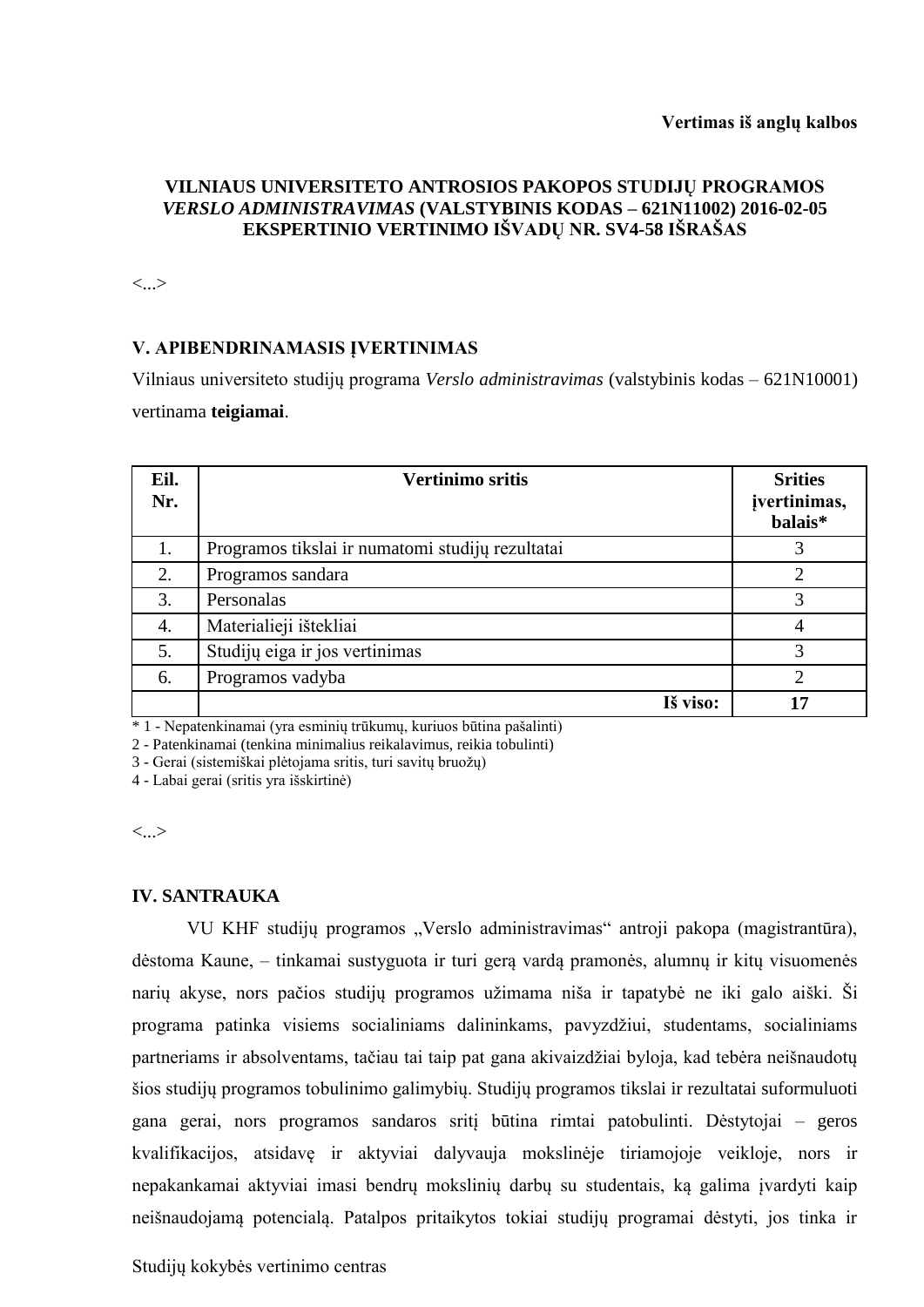**Vertimas iš anglų kalbos**

**VILNIAUS UNIVERSITETO ANTROSIOS PAKOPOS STUDIJŲ PROGRAMOS *VERSLO ADMINISTRAVIMAS* (VALSTYBINIS KODAS – 621N11002) 2016-02-05 EKSPERTINIO VERTINIMO IŠVADŲ NR. SV4-58 IŠRAŠAS**

<...>

## V. APIBENDRINAMASIS ĮVERTINIMAS

Vilniaus universiteto studijų programa *Verslo administravimas* (valstybinis kodas – 621N10001) vertinama **teigiamai**.

| Eil. Nr. | Vertinimo sritis | Srities įvertinimas, balais* |
|---|---|---|
| 1. | Programos tikslai ir numatomi studijų rezultatai | 3 |
| 2. | Programos sandara | 2 |
| 3. | Personalas | 3 |
| 4. | Materialieji ištekliai | 4 |
| 5. | Studijų eiga ir jos vertinimas | 3 |
| 6. | Programos vadyba | 2 |
| | **Iš viso:** | **17** |

\* 1 - Nepatenkinamai (yra esminių trūkumų, kuriuos būtina pašalinti)
2 - Patenkinamai (tenkina minimalius reikalavimus, reikia tobulinti)
3 - Gerai (sistemiškai plėtojama sritis, turi savitų bruožų)
4 - Labai gerai (sritis yra išskirtinė)

<...>

## IV. SANTRAUKA

VU KHF studijų programos „Verslo administravimas" antroji pakopa (magistrantūra), dėstoma Kaune, – tinkamai sustyguota ir turi gerą vardą pramonės, alumnų ir kitų visuomenės narių akyse, nors pačios studijų programos užimama niša ir tapatybė ne iki galo aiški. Ši programa patinka visiems socialiniams dalininkams, pavyzdžiui, studentams, socialiniams partneriams ir absolventams, tačiau tai taip pat gana akivaizdžiai byloja, kad tebėra neišnaudotų šios studijų programos tobulinimo galimybių. Studijų programos tikslai ir rezultatai suformuluoti gana gerai, nors programos sandaros sritį būtina rimtai patobulinti. Dėstytojai – geros kvalifikacijos, atsidavę ir aktyviai dalyvauja mokslinėje tiriamojoje veikloje, nors ir nepakankamai aktyviai imasi bendrų mokslinių darbų su studentais, ką galima įvardyti kaip neišnaudojamą potencialą. Patalpos pritaikytos tokiai studijų programai dėstyti, jos tinka ir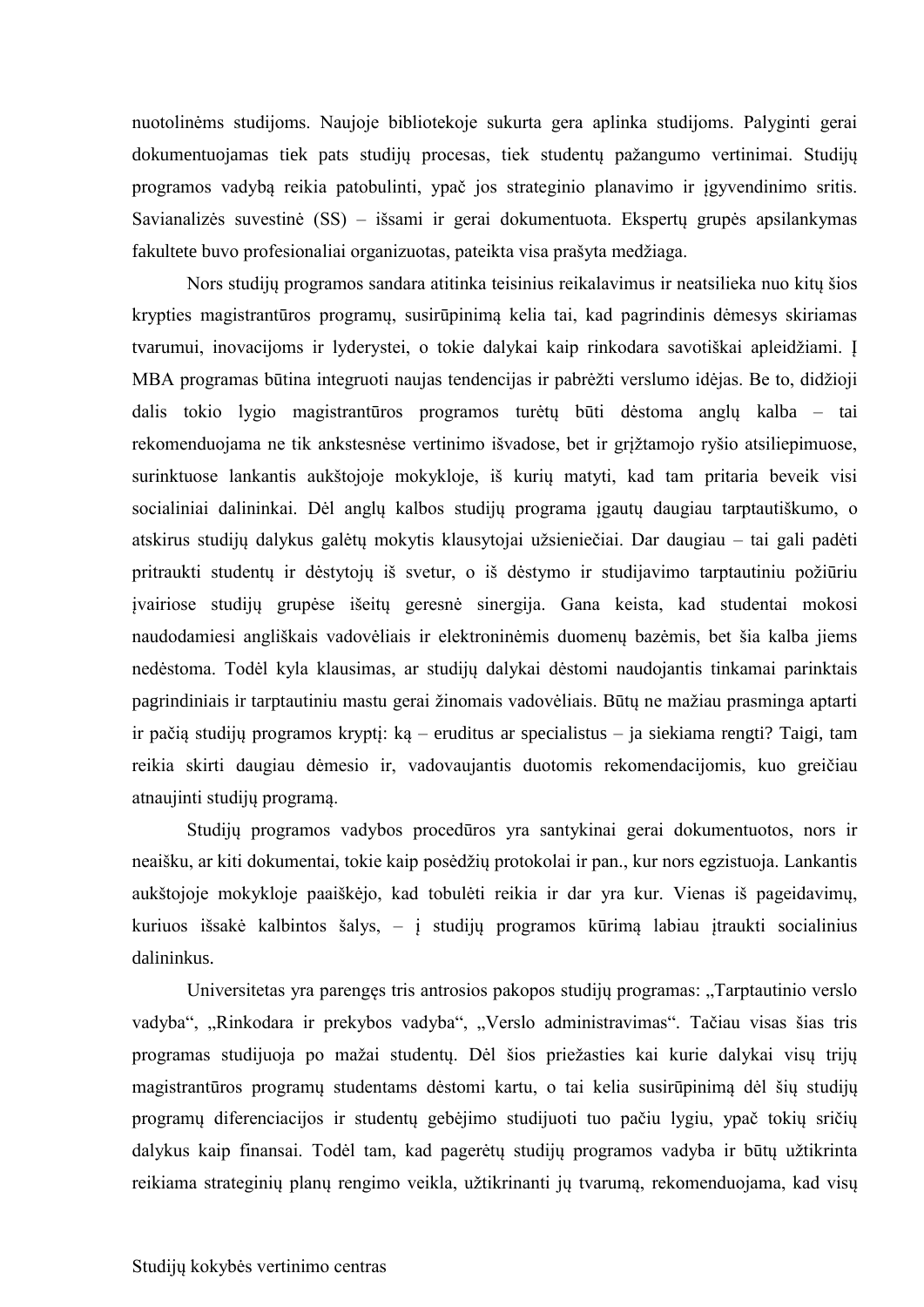nuotolinėms studijoms. Naujoje bibliotekoje sukurta gera aplinka studijoms. Palyginti gerai dokumentuojamas tiek pats studijų procesas, tiek studentų pažangumo vertinimai. Studijų programos vadybą reikia patobulinti, ypač jos strateginio planavimo ir įgyvendinimo sritis. Savianalizės suvestinė (SS) – išsami ir gerai dokumentuota. Ekspertų grupės apsilankymas fakultete buvo profesionaliai organizuotas, pateikta visa prašyta medžiaga.

Nors studijų programos sandara atitinka teisinius reikalavimus ir neatsilieka nuo kitų šios krypties magistrantūros programų, susirūpinimą kelia tai, kad pagrindinis dėmesys skiriamas tvarumui, inovacijoms ir lyderystei, o tokie dalykai kaip rinkodara savotiškai apleidžiami. Į MBA programas būtina integruoti naujas tendencijas ir pabrėžti verslumo idėjas. Be to, didžioji dalis tokio lygio magistrantūros programos turėtų būti dėstoma anglų kalba – tai rekomenduojama ne tik ankstesnėse vertinimo išvadose, bet ir grįžtamojo ryšio atsiliepimuose, surinktuose lankantis aukštojoje mokykloje, iš kurių matyti, kad tam pritaria beveik visi socialiniai dalininkai. Dėl anglų kalbos studijų programa įgautų daugiau tarptautiškumo, o atskirus studijų dalykus galėtų mokytis klausytojai užsieniečiai. Dar daugiau – tai gali padėti pritraukti studentų ir dėstytojų iš svetur, o iš dėstymo ir studijavimo tarptautiniu požiūriu įvairiose studijų grupėse išeitų geresnė sinergija. Gana keista, kad studentai mokosi naudodamiesi angliškais vadovėliais ir elektroninėmis duomenų bazėmis, bet šia kalba jiems nedėstoma. Todėl kyla klausimas, ar studijų dalykai dėstomi naudojantis tinkamai parinktais pagrindiniais ir tarptautiniu mastu gerai žinomais vadovėliais. Būtų ne mažiau prasminga aptarti ir pačią studijų programos kryptį: ką – eruditus ar specialistus – ja siekiama rengti? Taigi, tam reikia skirti daugiau dėmesio ir, vadovaujantis duotomis rekomendacijomis, kuo greičiau atnaujinti studijų programą.

Studijų programos vadybos procedūros yra santykinai gerai dokumentuotos, nors ir neaišku, ar kiti dokumentai, tokie kaip posėdžių protokolai ir pan., kur nors egzistuoja. Lankantis aukštojoje mokykloje paaiškėjo, kad tobulėti reikia ir dar yra kur. Vienas iš pageidavimų, kuriuos išsakė kalbintos šalys, – į studijų programos kūrimą labiau įtraukti socialinius dalininkus.

Universitetas yra parengęs tris antrosios pakopos studijų programas: „Tarptautinio verslo vadyba“, „Rinkodara ir prekybos vadyba“, „Verslo administravimas“. Tačiau visas šias tris programas studijuoja po mažai studentų. Dėl šios priežasties kai kurie dalykai visų trijų magistrantūros programų studentams dėstomi kartu, o tai kelia susirūpinimą dėl šių studijų programų diferenciacijos ir studentų gebėjimo studijuoti tuo pačiu lygiu, ypač tokių sričių dalykus kaip finansai. Todėl tam, kad pagerėtų studijų programos vadyba ir būtų užtikrinta reikiama strateginių planų rengimo veikla, užtikrinanti jų tvarumą, rekomenduojama, kad visų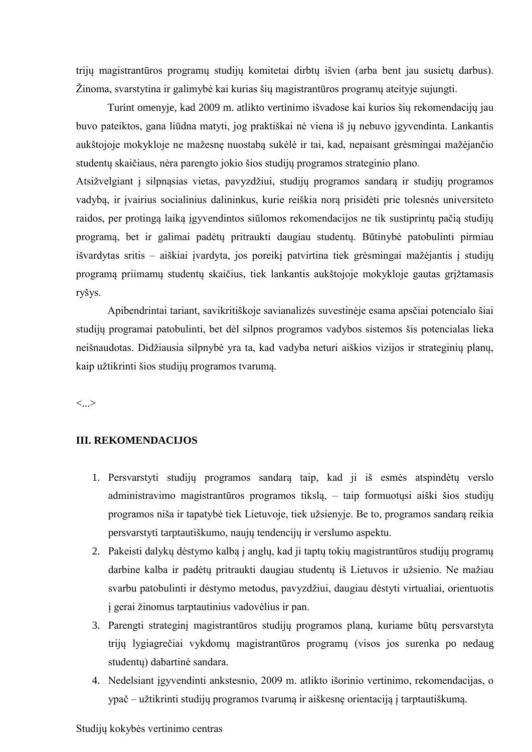trijų magistrantūros programų studijų komitetai dirbtų išvien (arba bent jau susietų darbus). Žinoma, svarstytina ir galimybė kai kurias šių magistrantūros programų ateityje sujungti.

Turint omenyje, kad 2009 m. atlikto vertinimo išvadose kai kurios šių rekomendacijų jau buvo pateiktos, gana liūdna matyti, jog praktiškai nė viena iš jų nebuvo įgyvendinta. Lankantis aukštojoje mokykloje ne mažesnę nuostabą sukėlė ir tai, kad, nepaisant grėsmingai mažėjančio studentų skaičiaus, nėra parengto jokio šios studijų programos strateginio plano.

Atsižvelgiant į silpnąsias vietas, pavyzdžiui, studijų programos sandarą ir studijų programos vadybą, ir įvairius socialinius dalininkus, kurie reiškia norą prisidėti prie tolesnės universiteto raidos, per protingą laiką įgyvendintos siūlomos rekomendacijos ne tik sustiprintų pačią studijų programą, bet ir galimai padėtų pritraukti daugiau studentų. Būtinybė patobulinti pirmiau išvardytas sritis – aiškiai įvardyta, jos poreikį patvirtina tiek grėsmingai mažėjantis į studijų programą priimamų studentų skaičius, tiek lankantis aukštojoje mokykloje gautas grįžtamasis ryšys.

Apibendrintai tariant, savikritiškoje savianalizės suvestinėje esama apsčiai potencialo šiai studijų programai patobulinti, bet dėl silpnos programos vadybos sistemos šis potencialas lieka neišnaudotas. Didžiausia silpnybė yra ta, kad vadyba neturi aiškios vizijos ir strateginių planų, kaip užtikrinti šios studijų programos tvarumą.

<...>

## III. REKOMENDACIJOS

1. Persvarstyti studijų programos sandarą taip, kad ji iš esmės atspindėtų verslo administravimo magistrantūros programos tikslą, – taip formuotųsi aiški šios studijų programos niša ir tapatybė tiek Lietuvoje, tiek užsienyje. Be to, programos sandarą reikia persvarstyti tarptautiškumo, naujų tendencijų ir verslumo aspektu.
2. Pakeisti dalykų dėstymo kalbą į anglų, kad ji taptų tokių magistrantūros studijų programų darbine kalba ir padėtų pritraukti daugiau studentų iš Lietuvos ir užsienio. Ne mažiau svarbu patobulinti ir dėstymo metodus, pavyzdžiui, daugiau dėstyti virtualiai, orientuotis į gerai žinomus tarptautinius vadovėlius ir pan.
3. Parengti strateginį magistrantūros studijų programos planą, kuriame būtų persvarstyta trijų lygiagrečiai vykdomų magistrantūros programų (visos jos surenka po nedaug studentų) dabartinė sandara.
4. Nedelsiant įgyvendinti ankstesnio, 2009 m. atlikto išorinio vertinimo, rekomendacijas, o ypač – užtikrinti studijų programos tvarumą ir aiškesnę orientaciją į tarptautiškumą.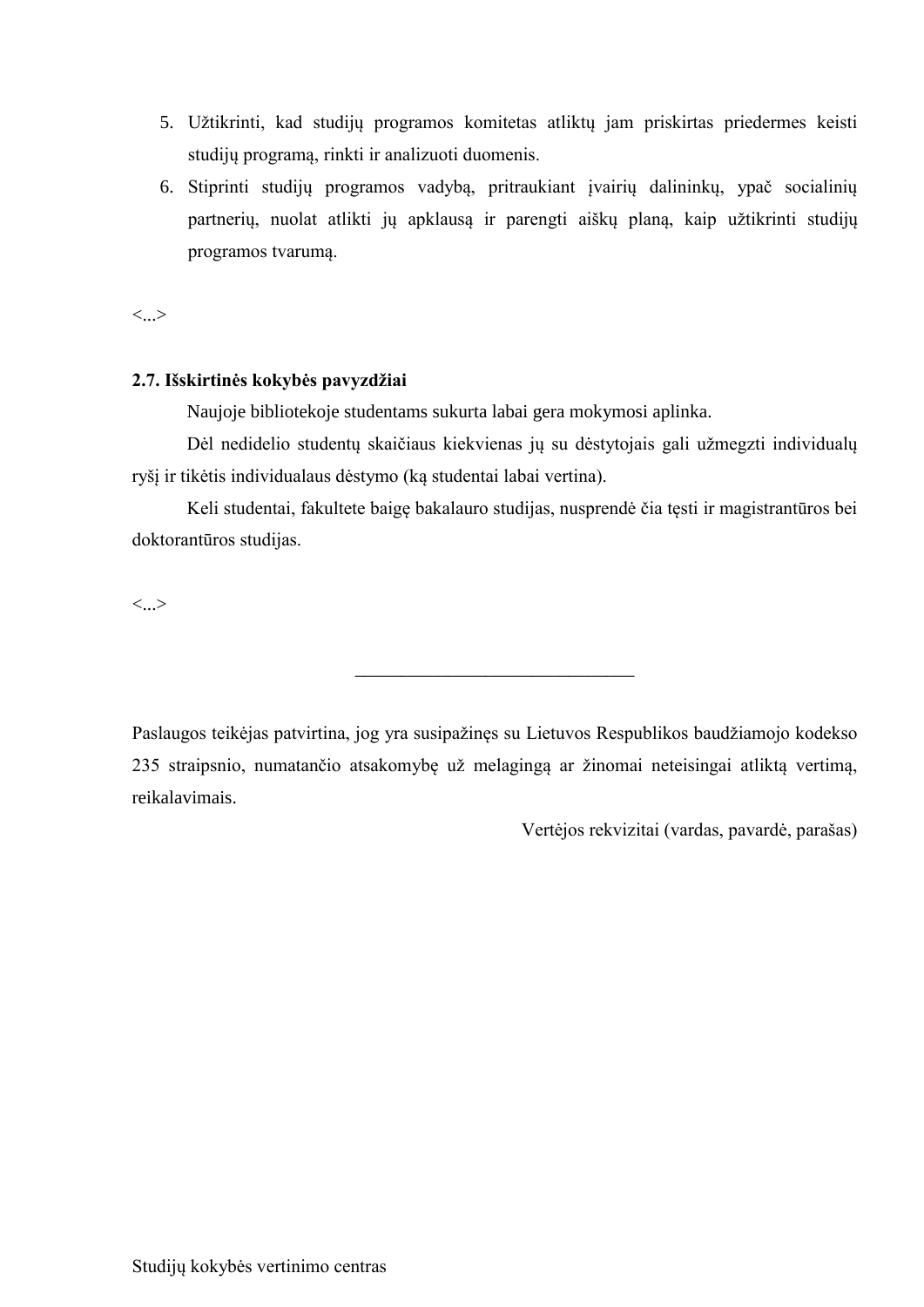5. Užtikrinti, kad studijų programos komitetas atliktų jam priskirtas priedermes keisti studijų programą, rinkti ir analizuoti duomenis.
6. Stiprinti studijų programos vadybą, pritraukiant įvairių dalininkų, ypač socialinių partnerių, nuolat atlikti jų apklausą ir parengti aiškų planą, kaip užtikrinti studijų programos tvarumą.

<...>

**2.7. Išskirtinės kokybės pavyzdžiai**

Naujoje bibliotekoje studentams sukurta labai gera mokymosi aplinka.

Dėl nedidelio studentų skaičiaus kiekvienas jų su dėstytojais gali užmegzti individualų ryšį ir tikėtis individualaus dėstymo (ką studentai labai vertina).

Keli studentai, fakultete baigę bakalauro studijas, nusprendė čia tęsti ir magistrantūros bei doktorantūros studijas.

<...>

______________________________

Paslaugos teikėjas patvirtina, jog yra susipažinęs su Lietuvos Respublikos baudžiamojo kodekso 235 straipsnio, numatančio atsakomybę už melagingą ar žinomai neteisingai atliktą vertimą, reikalavimais.

Vertėjos rekvizitai (vardas, pavardė, parašas)